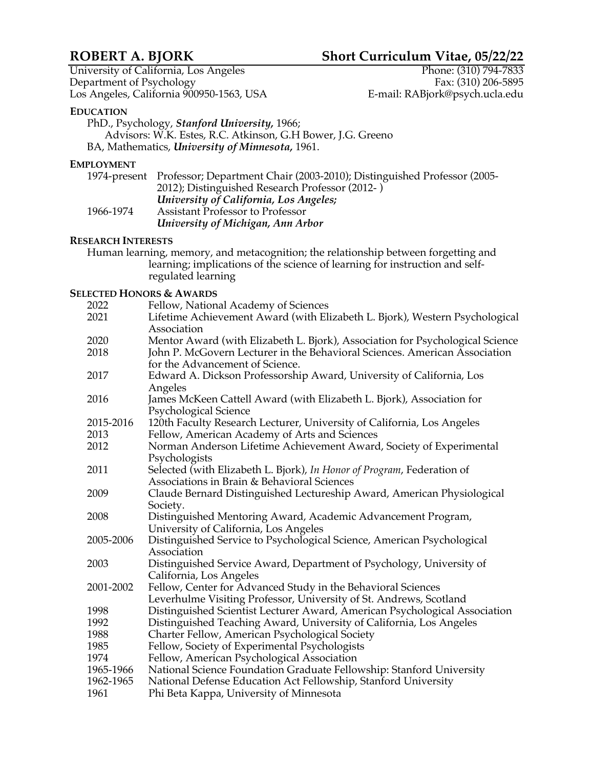# ROBERT A. BJORK — Short Curriculum Vitae, 05/22/22

University of California, Los Angeles
Department of Psychology
Los Angeles, California 900950-1563, USA

Phone: (310) 794-7833
Fax: (310) 206-5895
E-mail: RABjork@psych.ucla.edu

## EDUCATION

PhD., Psychology, ***Stanford University***, 1966;
Advisors: W.K. Estes, R.C. Atkinson, G.H Bower, J.G. Greeno
BA, Mathematics, ***University of Minnesota***, 1961.

## EMPLOYMENT

| | |
|---|---|
| 1974-present | Professor; Department Chair (2003-2010); Distinguished Professor (2005-2012); Distinguished Research Professor (2012- ) ***University of California, Los Angeles;*** |
| 1966-1974 | Assistant Professor to Professor ***University of Michigan, Ann Arbor*** |

## RESEARCH INTERESTS

Human learning, memory, and metacognition; the relationship between forgetting and learning; implications of the science of learning for instruction and self-regulated learning

## SELECTED HONORS & AWARDS

| | |
|---|---|
| 2022 | Fellow, National Academy of Sciences |
| 2021 | Lifetime Achievement Award (with Elizabeth L. Bjork), Western Psychological Association |
| 2020 | Mentor Award (with Elizabeth L. Bjork), Association for Psychological Science |
| 2018 | John P. McGovern Lecturer in the Behavioral Sciences. American Association for the Advancement of Science. |
| 2017 | Edward A. Dickson Professorship Award, University of California, Los Angeles |
| 2016 | James McKeen Cattell Award (with Elizabeth L. Bjork), Association for Psychological Science |
| 2015-2016 | 120th Faculty Research Lecturer, University of California, Los Angeles |
| 2013 | Fellow, American Academy of Arts and Sciences |
| 2012 | Norman Anderson Lifetime Achievement Award, Society of Experimental Psychologists |
| 2011 | Selected (with Elizabeth L. Bjork), *In Honor of Program*, Federation of Associations in Brain & Behavioral Sciences |
| 2009 | Claude Bernard Distinguished Lectureship Award, American Physiological Society. |
| 2008 | Distinguished Mentoring Award, Academic Advancement Program, University of California, Los Angeles |
| 2005-2006 | Distinguished Service to Psychological Science, American Psychological Association |
| 2003 | Distinguished Service Award, Department of Psychology, University of California, Los Angeles |
| 2001-2002 | Fellow, Center for Advanced Study in the Behavioral Sciences; Leverhulme Visiting Professor, University of St. Andrews, Scotland |
| 1998 | Distinguished Scientist Lecturer Award, American Psychological Association |
| 1992 | Distinguished Teaching Award, University of California, Los Angeles |
| 1988 | Charter Fellow, American Psychological Society |
| 1985 | Fellow, Society of Experimental Psychologists |
| 1974 | Fellow, American Psychological Association |
| 1965-1966 | National Science Foundation Graduate Fellowship: Stanford University |
| 1962-1965 | National Defense Education Act Fellowship, Stanford University |
| 1961 | Phi Beta Kappa, University of Minnesota |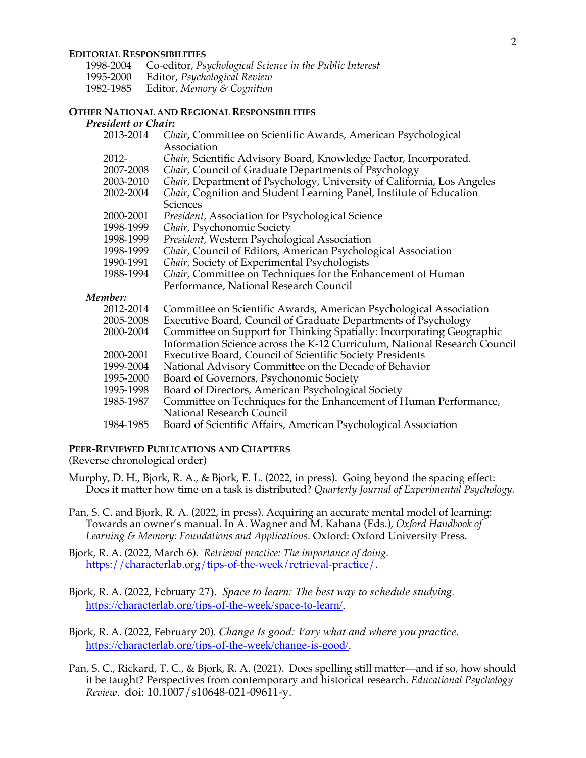## EDITORIAL RESPONSIBILITIES

1998-2004 Co-editor, *Psychological Science in the Public Interest*
1995-2000 Editor, *Psychological Review*
1982-1985 Editor, *Memory & Cognition*

## OTHER NATIONAL AND REGIONAL RESPONSIBILITIES

***President or Chair:***

2013-2014 *Chair*, Committee on Scientific Awards, American Psychological Association
2012- *Chair*, Scientific Advisory Board, Knowledge Factor, Incorporated.
2007-2008 *Chair,* Council of Graduate Departments of Psychology
2003-2010 *Chair*, Department of Psychology, University of California, Los Angeles
2002-2004 *Chair,* Cognition and Student Learning Panel, Institute of Education Sciences
2000-2001 *President,* Association for Psychological Science
1998-1999 *Chair,* Psychonomic Society
1998-1999 *President,* Western Psychological Association
1998-1999 *Chair,* Council of Editors, American Psychological Association
1990-1991 *Chair,* Society of Experimental Psychologists
1988-1994 *Chair,* Committee on Techniques for the Enhancement of Human Performance, National Research Council

***Member:***

2012-2014 Committee on Scientific Awards, American Psychological Association
2005-2008 Executive Board, Council of Graduate Departments of Psychology
2000-2004 Committee on Support for Thinking Spatially: Incorporating Geographic Information Science across the K-12 Curriculum, National Research Council
2000-2001 Executive Board, Council of Scientific Society Presidents
1999-2004 National Advisory Committee on the Decade of Behavior
1995-2000 Board of Governors, Psychonomic Society
1995-1998 Board of Directors, American Psychological Society
1985-1987 Committee on Techniques for the Enhancement of Human Performance, National Research Council
1984-1985 Board of Scientific Affairs, American Psychological Association

## PEER-REVIEWED PUBLICATIONS AND CHAPTERS

(Reverse chronological order)

Murphy, D. H., Bjork, R. A., & Bjork, E. L. (2022, in press). Going beyond the spacing effect: Does it matter how time on a task is distributed? *Quarterly Journal of Experimental Psychology.*

Pan, S. C. and Bjork, R. A. (2022, in press). Acquiring an accurate mental model of learning: Towards an owner's manual. In A. Wagner and M. Kahana (Eds.), *Oxford Handbook of Learning & Memory: Foundations and Applications.* Oxford: Oxford University Press.

Bjork, R. A. (2022, March 6). *Retrieval practice: The importance of doing.* https://characterlab.org/tips-of-the-week/retrieval-practice/.

Bjork, R. A. (2022, February 27). *Space to learn: The best way to schedule studying.* https://characterlab.org/tips-of-the-week/space-to-learn/.

Bjork, R. A. (2022, February 20). *Change Is good: Vary what and where you practice.* https://characterlab.org/tips-of-the-week/change-is-good/.

Pan, S. C., Rickard, T. C., & Bjork, R. A. (2021). Does spelling still matter—and if so, how should it be taught? Perspectives from contemporary and historical research. *Educational Psychology Review*. doi: 10.1007/s10648-021-09611-y.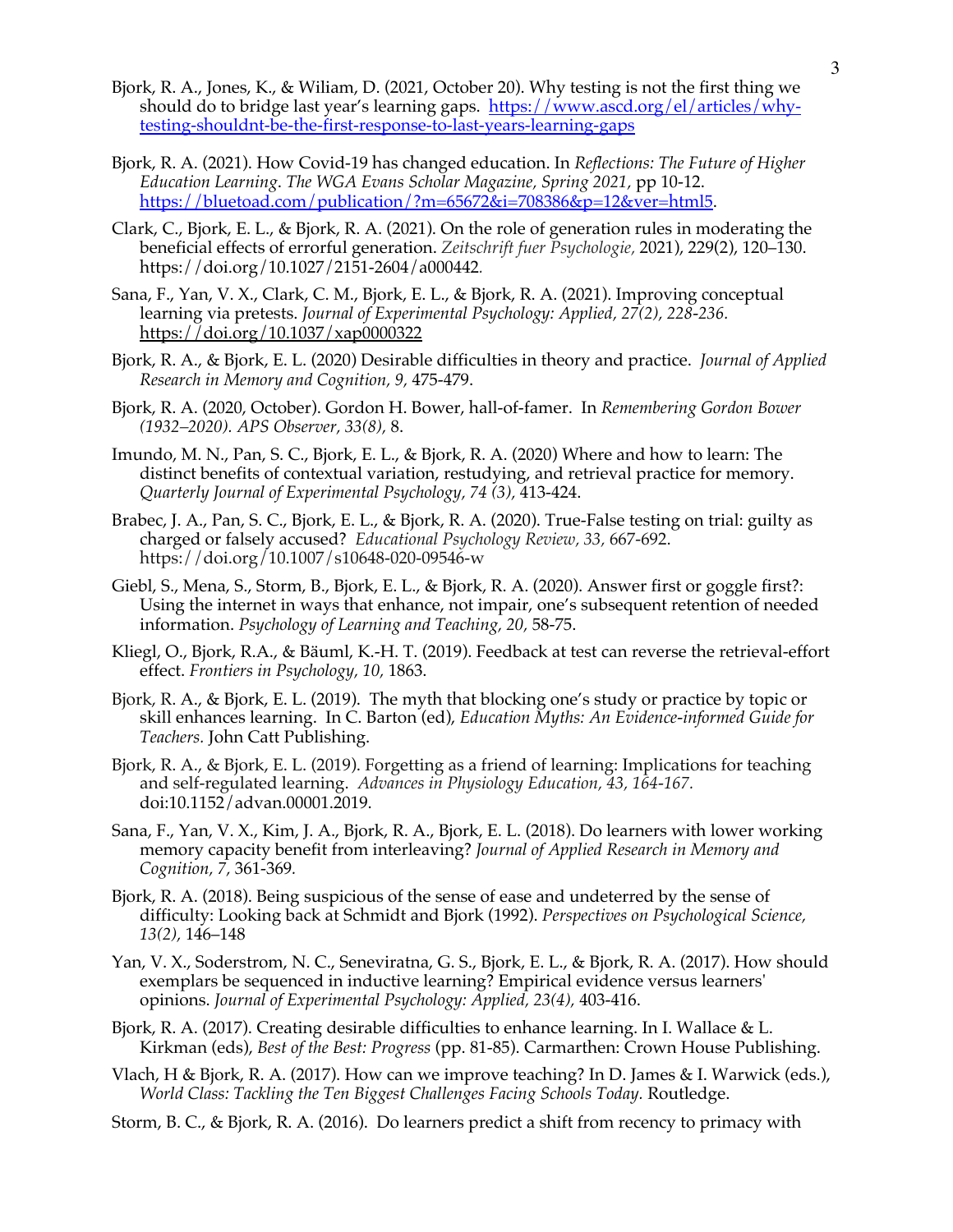Bjork, R. A., Jones, K., & Wiliam, D. (2021, October 20). Why testing is not the first thing we should do to bridge last year's learning gaps. https://www.ascd.org/el/articles/why-testing-shouldnt-be-the-first-response-to-last-years-learning-gaps

Bjork, R. A. (2021). How Covid-19 has changed education. In *Reflections: The Future of Higher Education Learning*. *The WGA Evans Scholar Magazine, Spring 2021,* pp 10-12. https://bluetoad.com/publication/?m=65672&i=708386&p=12&ver=html5.

Clark, C., Bjork, E. L., & Bjork, R. A. (2021). On the role of generation rules in moderating the beneficial effects of errorful generation. *Zeitschrift fuer Psychologie,* 2021), 229(2), 120–130. https://doi.org/10.1027/2151-2604/a000442.

Sana, F., Yan, V. X., Clark, C. M., Bjork, E. L., & Bjork, R. A. (2021). Improving conceptual learning via pretests. *Journal of Experimental Psychology: Applied, 27(2), 228-236.* https://doi.org/10.1037/xap0000322

Bjork, R. A., & Bjork, E. L. (2020) Desirable difficulties in theory and practice. *Journal of Applied Research in Memory and Cognition, 9*, 475-479.

Bjork, R. A. (2020, October). Gordon H. Bower, hall-of-famer. In *Remembering Gordon Bower (1932–2020). APS Observer, 33(8),* 8.

Imundo, M. N., Pan, S. C., Bjork, E. L., & Bjork, R. A. (2020) Where and how to learn: The distinct benefits of contextual variation, restudying, and retrieval practice for memory. *Quarterly Journal of Experimental Psychology*, *74 (3),* 413-424.

Brabec, J. A., Pan, S. C., Bjork, E. L., & Bjork, R. A. (2020). True-False testing on trial: guilty as charged or falsely accused? *Educational Psychology Review, 33,* 667-692. https://doi.org/10.1007/s10648-020-09546-w

Giebl, S., Mena, S., Storm, B., Bjork, E. L., & Bjork, R. A. (2020). Answer first or goggle first?: Using the internet in ways that enhance, not impair, one's subsequent retention of needed information. *Psychology of Learning and Teaching, 20,* 58-75.

Kliegl, O., Bjork, R.A., & Bäuml, K.-H. T. (2019). Feedback at test can reverse the retrieval-effort effect. *Frontiers in Psychology, 10,* 1863.

Bjork, R. A., & Bjork, E. L. (2019). The myth that blocking one's study or practice by topic or skill enhances learning. In C. Barton (ed), *Education Myths: An Evidence-informed Guide for Teachers.* John Catt Publishing.

Bjork, R. A., & Bjork, E. L. (2019). Forgetting as a friend of learning: Implications for teaching and self-regulated learning. *Advances in Physiology Education*, *43, 164-167.* doi:10.1152/advan.00001.2019.

Sana, F., Yan, V. X., Kim, J. A., Bjork, R. A., Bjork, E. L. (2018). Do learners with lower working memory capacity benefit from interleaving? *Journal of Applied Research in Memory and Cognition, 7,* 361-369*.*

Bjork, R. A. (2018). Being suspicious of the sense of ease and undeterred by the sense of difficulty: Looking back at Schmidt and Bjork (1992). *Perspectives on Psychological Science, 13(2),* 146–148

Yan, V. X., Soderstrom, N. C., Seneviratna, G. S., Bjork, E. L., & Bjork, R. A. (2017). How should exemplars be sequenced in inductive learning? Empirical evidence versus learners' opinions. *Journal of Experimental Psychology: Applied, 23(4),* 403-416.

Bjork, R. A. (2017). Creating desirable difficulties to enhance learning. In I. Wallace & L. Kirkman (eds), *Best of the Best: Progress* (pp. 81-85). Carmarthen: Crown House Publishing.

Vlach, H & Bjork, R. A. (2017). How can we improve teaching? In D. James & I. Warwick (eds.), *World Class: Tackling the Ten Biggest Challenges Facing Schools Today.* Routledge.

Storm, B. C., & Bjork, R. A. (2016). Do learners predict a shift from recency to primacy with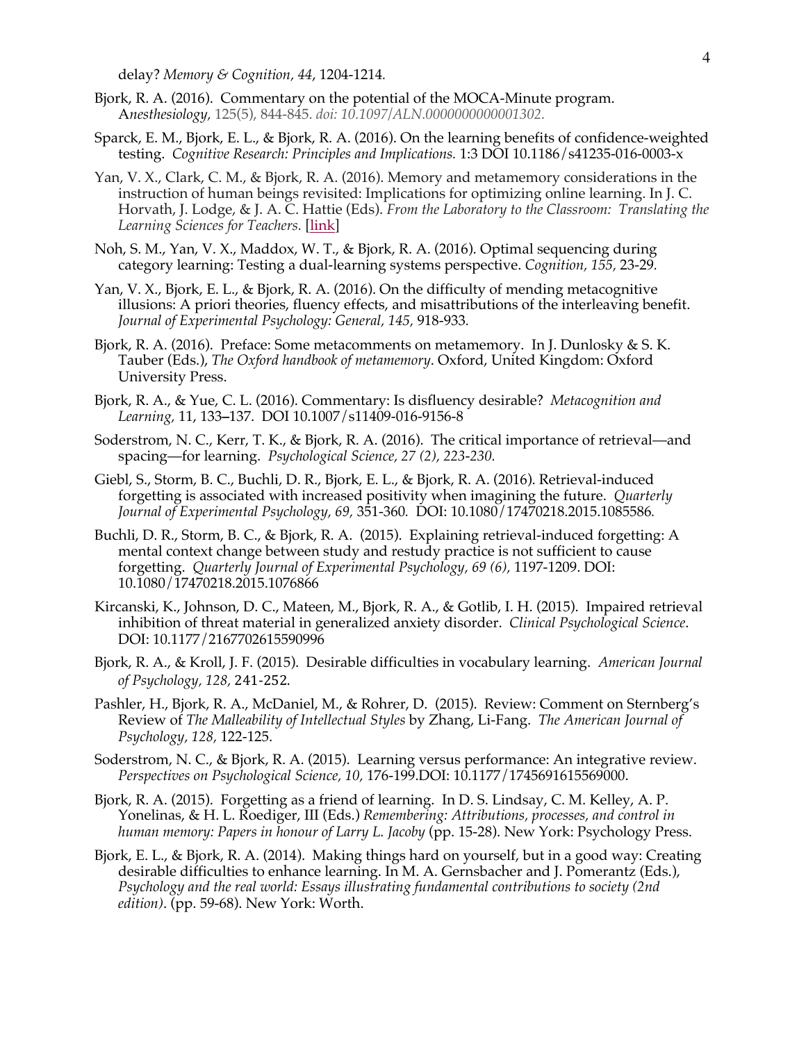delay? *Memory & Cognition, 44*, 1204-1214.

Bjork, R. A. (2016). Commentary on the potential of the MOCA-Minute program. A*nesthesiology*, 125(5), 844-845. *doi: 10.1097/ALN.0000000000001302.*

Sparck, E. M., Bjork, E. L., & Bjork, R. A. (2016). On the learning benefits of confidence-weighted testing. *Cognitive Research: Principles and Implications.* 1:3 DOI 10.1186/s41235-016-0003-x

Yan, V. X., Clark, C. M., & Bjork, R. A. (2016). Memory and metamemory considerations in the instruction of human beings revisited: Implications for optimizing online learning. In J. C. Horvath, J. Lodge, & J. A. C. Hattie (Eds). *From the Laboratory to the Classroom: Translating the Learning Sciences for Teachers.* [link]

Noh, S. M., Yan, V. X., Maddox, W. T., & Bjork, R. A. (2016). Optimal sequencing during category learning: Testing a dual-learning systems perspective. *Cognition, 155,* 23-29.

Yan, V. X., Bjork, E. L., & Bjork, R. A. (2016). On the difficulty of mending metacognitive illusions: A priori theories, fluency effects, and misattributions of the interleaving benefit. *Journal of Experimental Psychology: General, 145,* 918-933.

Bjork, R. A. (2016). Preface: Some metacomments on metamemory. In J. Dunlosky & S. K. Tauber (Eds.), *The Oxford handbook of metamemory*. Oxford, United Kingdom: Oxford University Press.

Bjork, R. A., & Yue, C. L. (2016). Commentary: Is disfluency desirable? *Metacognition and Learning,* 11, 133–137. DOI 10.1007/s11409-016-9156-8

Soderstrom, N. C., Kerr, T. K., & Bjork, R. A. (2016). The critical importance of retrieval—and spacing—for learning. *Psychological Science, 27 (2), 223-230.*

Giebl, S., Storm, B. C., Buchli, D. R., Bjork, E. L., & Bjork, R. A. (2016). Retrieval-induced forgetting is associated with increased positivity when imagining the future. *Quarterly Journal of Experimental Psychology, 69,* 351-360*.* DOI: 10.1080/17470218.2015.1085586*.*

Buchli, D. R., Storm, B. C., & Bjork, R. A. (2015). Explaining retrieval-induced forgetting: A mental context change between study and restudy practice is not sufficient to cause forgetting. *Quarterly Journal of Experimental Psychology, 69 (6),* 1197-1209. DOI: 10.1080/17470218.2015.1076866

Kircanski, K., Johnson, D. C., Mateen, M., Bjork, R. A., & Gotlib, I. H. (2015). Impaired retrieval inhibition of threat material in generalized anxiety disorder. *Clinical Psychological Science*. DOI: 10.1177/2167702615590996

Bjork, R. A., & Kroll, J. F. (2015). Desirable difficulties in vocabulary learning. *American Journal of Psychology, 128,* 241-252.

Pashler, H., Bjork, R. A., McDaniel, M., & Rohrer, D. (2015). Review: Comment on Sternberg's Review of *The Malleability of Intellectual Styles* by Zhang, Li-Fang. *The American Journal of Psychology, 128,* 122-125.

Soderstrom, N. C., & Bjork, R. A. (2015). Learning versus performance: An integrative review. *Perspectives on Psychological Science, 10,* 176-199.DOI: 10.1177/1745691615569000.

Bjork, R. A. (2015). Forgetting as a friend of learning. In D. S. Lindsay, C. M. Kelley, A. P. Yonelinas, & H. L. Roediger, III (Eds.) *Remembering: Attributions, processes, and control in human memory: Papers in honour of Larry L. Jacoby* (pp. 15-28). New York: Psychology Press.

Bjork, E. L., & Bjork, R. A. (2014). Making things hard on yourself, but in a good way: Creating desirable difficulties to enhance learning. In M. A. Gernsbacher and J. Pomerantz (Eds.), *Psychology and the real world: Essays illustrating fundamental contributions to society (2nd edition)*. (pp. 59-68). New York: Worth.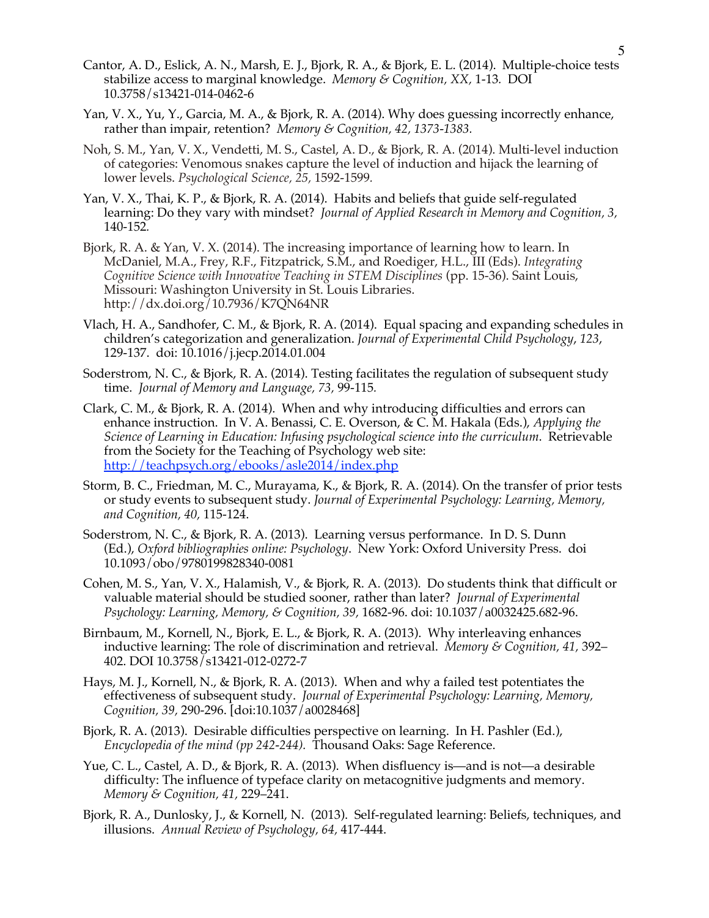Cantor, A. D., Eslick, A. N., Marsh, E. J., Bjork, R. A., & Bjork, E. L. (2014). Multiple-choice tests stabilize access to marginal knowledge. *Memory & Cognition, XX*, 1-13. DOI 10.3758/s13421-014-0462-6

Yan, V. X., Yu, Y., Garcia, M. A., & Bjork, R. A. (2014). Why does guessing incorrectly enhance, rather than impair, retention? *Memory & Cognition, 42, 1373-1383.*

Noh, S. M., Yan, V. X., Vendetti, M. S., Castel, A. D., & Bjork, R. A. (2014). Multi-level induction of categories: Venomous snakes capture the level of induction and hijack the learning of lower levels. *Psychological Science, 25,* 1592-1599.

Yan, V. X., Thai, K. P., & Bjork, R. A. (2014). Habits and beliefs that guide self-regulated learning: Do they vary with mindset? *Journal of Applied Research in Memory and Cognition, 3,* 140-152.

Bjork, R. A. & Yan, V. X. (2014). The increasing importance of learning how to learn. In McDaniel, M.A., Frey, R.F., Fitzpatrick, S.M., and Roediger, H.L., III (Eds). *Integrating Cognitive Science with Innovative Teaching in STEM Disciplines* (pp. 15-36). Saint Louis, Missouri: Washington University in St. Louis Libraries. http://dx.doi.org/10.7936/K7QN64NR

Vlach, H. A., Sandhofer, C. M., & Bjork, R. A. (2014). Equal spacing and expanding schedules in children's categorization and generalization. *Journal of Experimental Child Psychology*, *123*, 129-137. doi: 10.1016/j.jecp.2014.01.004

Soderstrom, N. C., & Bjork, R. A. (2014). Testing facilitates the regulation of subsequent study time. *Journal of Memory and Language, 73,* 99-115.

Clark, C. M., & Bjork, R. A. (2014). When and why introducing difficulties and errors can enhance instruction. In V. A. Benassi, C. E. Overson, & C. M. Hakala (Eds.), *Applying the Science of Learning in Education: Infusing psychological science into the curriculum*. Retrievable from the Society for the Teaching of Psychology web site: http://teachpsych.org/ebooks/asle2014/index.php

Storm, B. C., Friedman, M. C., Murayama, K., & Bjork, R. A. (2014). On the transfer of prior tests or study events to subsequent study. *Journal of Experimental Psychology: Learning, Memory, and Cognition, 40,* 115-124.

Soderstrom, N. C., & Bjork, R. A. (2013). Learning versus performance. In D. S. Dunn (Ed.), *Oxford bibliographies online: Psychology*. New York: Oxford University Press. doi 10.1093/obo/9780199828340-0081

Cohen, M. S., Yan, V. X., Halamish, V., & Bjork, R. A. (2013). Do students think that difficult or valuable material should be studied sooner, rather than later? *Journal of Experimental Psychology: Learning, Memory, & Cognition, 39,* 1682-96. doi: 10.1037/a0032425.682-96.

Birnbaum, M., Kornell, N., Bjork, E. L., & Bjork, R. A. (2013). Why interleaving enhances inductive learning: The role of discrimination and retrieval. *Memory & Cognition, 41,* 392–402. DOI 10.3758/s13421-012-0272-7

Hays, M. J., Kornell, N., & Bjork, R. A. (2013). When and why a failed test potentiates the effectiveness of subsequent study. *Journal of Experimental Psychology: Learning, Memory, Cognition, 39,* 290-296. [doi:10.1037/a0028468]

Bjork, R. A. (2013). Desirable difficulties perspective on learning. In H. Pashler (Ed.), *Encyclopedia of the mind (pp 242-244).* Thousand Oaks: Sage Reference.

Yue, C. L., Castel, A. D., & Bjork, R. A. (2013). When disfluency is—and is not—a desirable difficulty: The influence of typeface clarity on metacognitive judgments and memory. *Memory & Cognition, 41,* 229–241.

Bjork, R. A., Dunlosky, J., & Kornell, N. (2013). Self-regulated learning: Beliefs, techniques, and illusions. *Annual Review of Psychology, 64,* 417-444.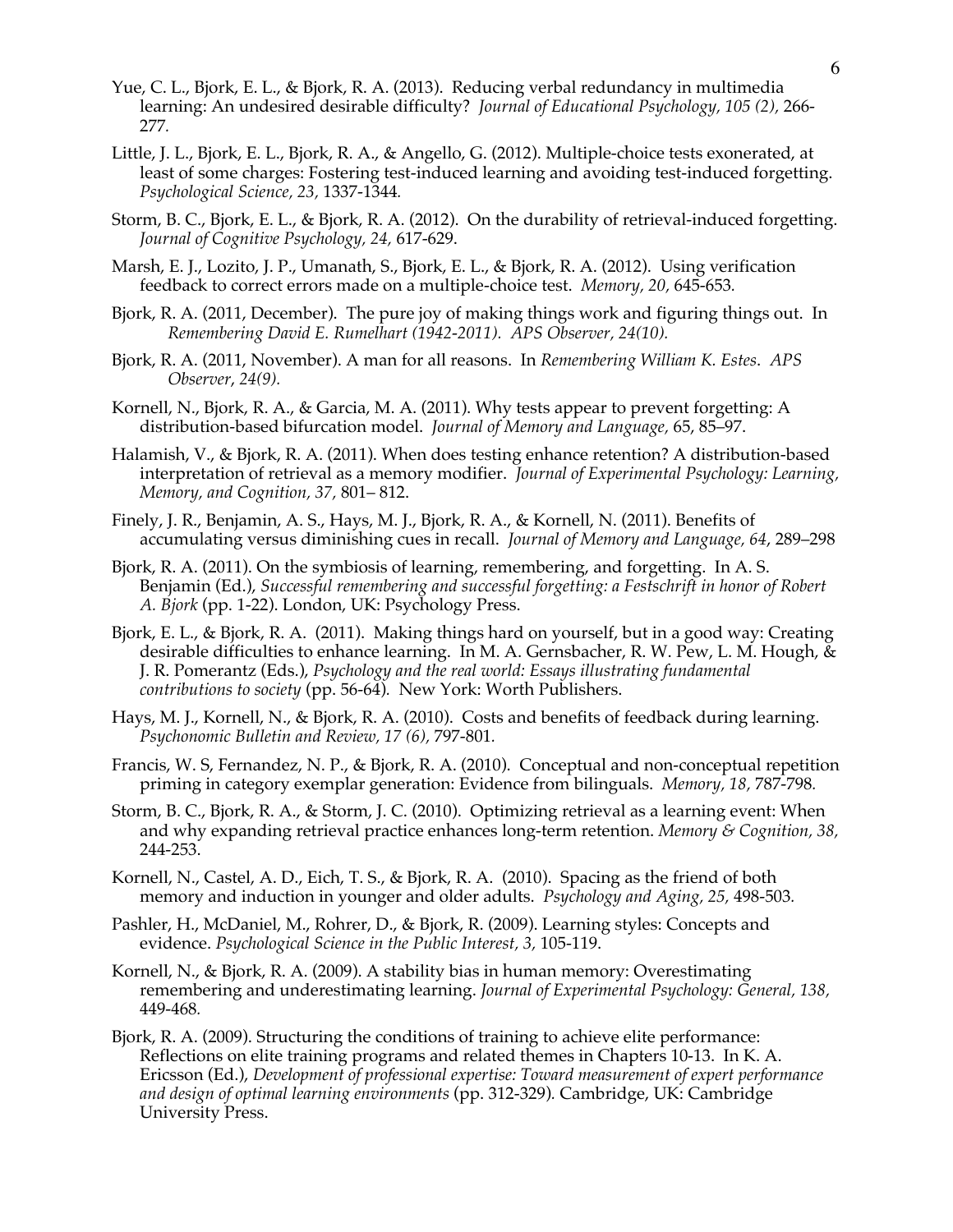Yue, C. L., Bjork, E. L., & Bjork, R. A. (2013). Reducing verbal redundancy in multimedia learning: An undesired desirable difficulty? *Journal of Educational Psychology, 105 (2),* 266-277.

Little, J. L., Bjork, E. L., Bjork, R. A., & Angello, G. (2012). Multiple-choice tests exonerated, at least of some charges: Fostering test-induced learning and avoiding test-induced forgetting. *Psychological Science, 23,* 1337-1344.

Storm, B. C., Bjork, E. L., & Bjork, R. A. (2012). On the durability of retrieval-induced forgetting. *Journal of Cognitive Psychology, 24,* 617-629.

Marsh, E. J., Lozito, J. P., Umanath, S., Bjork, E. L., & Bjork, R. A. (2012). Using verification feedback to correct errors made on a multiple-choice test. *Memory, 20,* 645-653.

Bjork, R. A. (2011, December). The pure joy of making things work and figuring things out. In *Remembering David E. Rumelhart (1942-2011). APS Observer, 24(10).*

Bjork, R. A. (2011, November). A man for all reasons. In *Remembering William K. Estes*. *APS Observer, 24(9).*

Kornell, N., Bjork, R. A., & Garcia, M. A. (2011). Why tests appear to prevent forgetting: A distribution-based bifurcation model. *Journal of Memory and Language,* 65, 85–97.

Halamish, V., & Bjork, R. A. (2011). When does testing enhance retention? A distribution-based interpretation of retrieval as a memory modifier. *Journal of Experimental Psychology: Learning, Memory, and Cognition, 37*, 801– 812.

Finely, J. R., Benjamin, A. S., Hays, M. J., Bjork, R. A., & Kornell, N. (2011). Benefits of accumulating versus diminishing cues in recall. *Journal of Memory and Language, 64*, 289–298

Bjork, R. A. (2011). On the symbiosis of learning, remembering, and forgetting. In A. S. Benjamin (Ed.), *Successful remembering and successful forgetting: a Festschrift in honor of Robert A. Bjork* (pp. 1-22). London, UK: Psychology Press.

Bjork, E. L., & Bjork, R. A. (2011). Making things hard on yourself, but in a good way: Creating desirable difficulties to enhance learning. In M. A. Gernsbacher, R. W. Pew, L. M. Hough, & J. R. Pomerantz (Eds.), *Psychology and the real world: Essays illustrating fundamental contributions to society* (pp. 56-64). New York: Worth Publishers.

Hays, M. J., Kornell, N., & Bjork, R. A. (2010). Costs and benefits of feedback during learning. *Psychonomic Bulletin and Review, 17 (6),* 797-801.

Francis, W. S, Fernandez, N. P., & Bjork, R. A. (2010). Conceptual and non-conceptual repetition priming in category exemplar generation: Evidence from bilinguals. *Memory, 18,* 787-798.

Storm, B. C., Bjork, R. A., & Storm, J. C. (2010). Optimizing retrieval as a learning event: When and why expanding retrieval practice enhances long-term retention. *Memory & Cognition, 38,* 244-253.

Kornell, N., Castel, A. D., Eich, T. S., & Bjork, R. A. (2010). Spacing as the friend of both memory and induction in younger and older adults. *Psychology and Aging, 25,* 498-503.

Pashler, H., McDaniel, M., Rohrer, D., & Bjork, R. (2009). Learning styles: Concepts and evidence. *Psychological Science in the Public Interest, 3,* 105-119.

Kornell, N., & Bjork, R. A. (2009). A stability bias in human memory: Overestimating remembering and underestimating learning. *Journal of Experimental Psychology: General, 138,* 449-468.

Bjork, R. A. (2009). Structuring the conditions of training to achieve elite performance: Reflections on elite training programs and related themes in Chapters 10-13. In K. A. Ericsson (Ed.), *Development of professional expertise: Toward measurement of expert performance and design of optimal learning environments* (pp. 312-329). Cambridge, UK: Cambridge University Press.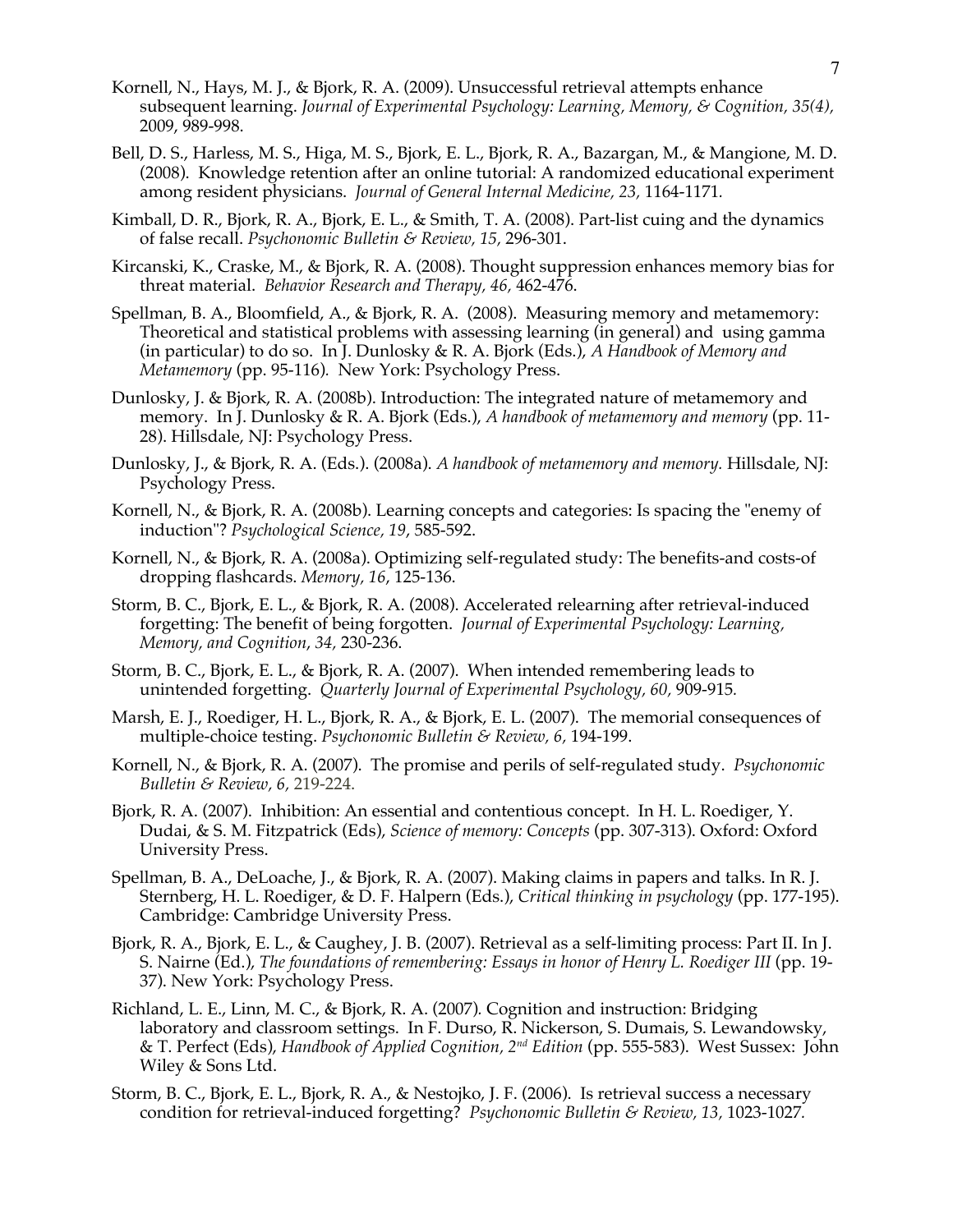Kornell, N., Hays, M. J., & Bjork, R. A. (2009). Unsuccessful retrieval attempts enhance subsequent learning. *Journal of Experimental Psychology: Learning, Memory, & Cognition, 35(4),* 2009, 989-998.

Bell, D. S., Harless, M. S., Higa, M. S., Bjork, E. L., Bjork, R. A., Bazargan, M., & Mangione, M. D. (2008). Knowledge retention after an online tutorial: A randomized educational experiment among resident physicians. *Journal of General Internal Medicine, 23,* 1164-1171.

Kimball, D. R., Bjork, R. A., Bjork, E. L., & Smith, T. A. (2008). Part-list cuing and the dynamics of false recall. *Psychonomic Bulletin & Review, 15,* 296-301.

Kircanski, K., Craske, M., & Bjork, R. A. (2008). Thought suppression enhances memory bias for threat material. *Behavior Research and Therapy, 46,* 462-476.

Spellman, B. A., Bloomfield, A., & Bjork, R. A. (2008). Measuring memory and metamemory: Theoretical and statistical problems with assessing learning (in general) and using gamma (in particular) to do so. In J. Dunlosky & R. A. Bjork (Eds.), *A Handbook of Memory and Metamemory* (pp. 95-116). New York: Psychology Press.

Dunlosky, J. & Bjork, R. A. (2008b). Introduction: The integrated nature of metamemory and memory. In J. Dunlosky & R. A. Bjork (Eds.), *A handbook of metamemory and memory* (pp. 11-28). Hillsdale, NJ: Psychology Press.

Dunlosky, J., & Bjork, R. A. (Eds.). (2008a). *A handbook of metamemory and memory.* Hillsdale, NJ: Psychology Press.

Kornell, N., & Bjork, R. A. (2008b). Learning concepts and categories: Is spacing the "enemy of induction"? *Psychological Science, 19*, 585-592.

Kornell, N., & Bjork, R. A. (2008a). Optimizing self-regulated study: The benefits-and costs-of dropping flashcards. *Memory, 16*, 125-136.

Storm, B. C., Bjork, E. L., & Bjork, R. A. (2008). Accelerated relearning after retrieval-induced forgetting: The benefit of being forgotten. *Journal of Experimental Psychology: Learning, Memory, and Cognition, 34*, 230-236.

Storm, B. C., Bjork, E. L., & Bjork, R. A. (2007). When intended remembering leads to unintended forgetting. *Quarterly Journal of Experimental Psychology, 60,* 909-915.

Marsh, E. J., Roediger, H. L., Bjork, R. A., & Bjork, E. L. (2007). The memorial consequences of multiple-choice testing. *Psychonomic Bulletin & Review, 6,* 194-199.

Kornell, N., & Bjork, R. A. (2007). The promise and perils of self-regulated study. *Psychonomic Bulletin & Review, 6,* 219-224.

Bjork, R. A. (2007). Inhibition: An essential and contentious concept. In H. L. Roediger, Y. Dudai, & S. M. Fitzpatrick (Eds), *Science of memory: Concepts* (pp. 307-313). Oxford: Oxford University Press.

Spellman, B. A., DeLoache, J., & Bjork, R. A. (2007). Making claims in papers and talks. In R. J. Sternberg, H. L. Roediger, & D. F. Halpern (Eds.), *Critical thinking in psychology* (pp. 177-195). Cambridge: Cambridge University Press.

Bjork, R. A., Bjork, E. L., & Caughey, J. B. (2007). Retrieval as a self-limiting process: Part II. In J. S. Nairne (Ed.), *The foundations of remembering: Essays in honor of Henry L. Roediger III* (pp. 19-37). New York: Psychology Press.

Richland, L. E., Linn, M. C., & Bjork, R. A. (2007). Cognition and instruction: Bridging laboratory and classroom settings. In F. Durso, R. Nickerson, S. Dumais, S. Lewandowsky, & T. Perfect (Eds), *Handbook of Applied Cognition, 2nd Edition* (pp. 555-583). West Sussex: John Wiley & Sons Ltd.

Storm, B. C., Bjork, E. L., Bjork, R. A., & Nestojko, J. F. (2006). Is retrieval success a necessary condition for retrieval-induced forgetting? *Psychonomic Bulletin & Review, 13,* 1023-1027.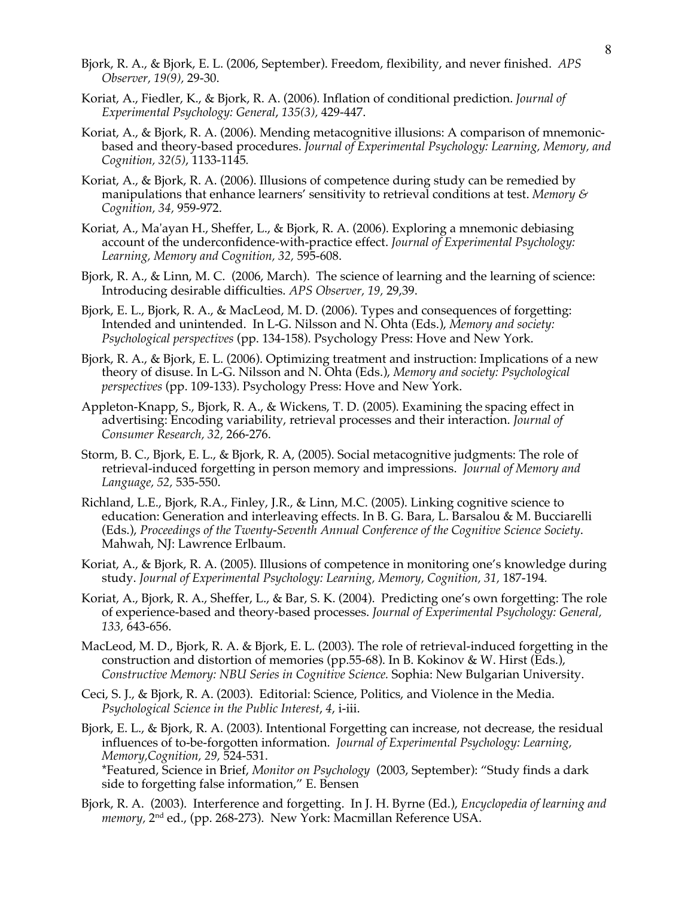Bjork, R. A., & Bjork, E. L. (2006, September). Freedom, flexibility, and never finished. *APS Observer, 19(9),* 29-30.

Koriat, A., Fiedler, K., & Bjork, R. A. (2006). Inflation of conditional prediction. *Journal of Experimental Psychology: General*, *135(3)*, 429-447.

Koriat, A., & Bjork, R. A. (2006). Mending metacognitive illusions: A comparison of mnemonic-based and theory-based procedures. *Journal of Experimental Psychology: Learning, Memory, and Cognition, 32(5)*, 1133-1145*.*

Koriat, A., & Bjork, R. A. (2006). Illusions of competence during study can be remedied by manipulations that enhance learners' sensitivity to retrieval conditions at test. *Memory & Cognition, 34,* 959-972.

Koriat, A., Ma'ayan H., Sheffer, L., & Bjork, R. A. (2006). Exploring a mnemonic debiasing account of the underconfidence-with-practice effect. *Journal of Experimental Psychology: Learning, Memory and Cognition, 32,* 595-608.

Bjork, R. A., & Linn, M. C. (2006, March). The science of learning and the learning of science: Introducing desirable difficulties. *APS Observer, 19,* 29,39.

Bjork, E. L., Bjork, R. A., & MacLeod, M. D. (2006). Types and consequences of forgetting: Intended and unintended. In L-G. Nilsson and N. Ohta (Eds.), *Memory and society: Psychological perspectives* (pp. 134-158). Psychology Press: Hove and New York.

Bjork, R. A., & Bjork, E. L. (2006). Optimizing treatment and instruction: Implications of a new theory of disuse. In L-G. Nilsson and N. Ohta (Eds.), *Memory and society: Psychological perspectives* (pp. 109-133). Psychology Press: Hove and New York.

Appleton-Knapp, S., Bjork, R. A., & Wickens, T. D. (2005). Examining the spacing effect in advertising: Encoding variability, retrieval processes and their interaction. *Journal of Consumer Research, 32,* 266-276.

Storm, B. C., Bjork, E. L., & Bjork, R. A, (2005). Social metacognitive judgments: The role of retrieval-induced forgetting in person memory and impressions. *Journal of Memory and Language, 52,* 535-550.

Richland, L.E., Bjork, R.A., Finley, J.R., & Linn, M.C. (2005). Linking cognitive science to education: Generation and interleaving effects. In B. G. Bara, L. Barsalou & M. Bucciarelli (Eds.), *Proceedings of the Twenty-Seventh Annual Conference of the Cognitive Science Society*. Mahwah, NJ: Lawrence Erlbaum.

Koriat, A., & Bjork, R. A. (2005). Illusions of competence in monitoring one's knowledge during study. *Journal of Experimental Psychology: Learning, Memory, Cognition, 31,* 187-194*.*

Koriat, A., Bjork, R. A., Sheffer, L., & Bar, S. K. (2004). Predicting one's own forgetting: The role of experience-based and theory-based processes. *Journal of Experimental Psychology: General, 133,* 643-656.

MacLeod, M. D., Bjork, R. A. & Bjork, E. L. (2003). The role of retrieval-induced forgetting in the construction and distortion of memories (pp.55-68). In B. Kokinov & W. Hirst (Eds.), *Constructive Memory: NBU Series in Cognitive Science.* Sophia: New Bulgarian University.

Ceci, S. J., & Bjork, R. A. (2003). Editorial: Science, Politics, and Violence in the Media. *Psychological Science in the Public Interest*, *4*, i-iii.

Bjork, E. L., & Bjork, R. A. (2003). Intentional Forgetting can increase, not decrease, the residual influences of to-be-forgotten information. *Journal of Experimental Psychology: Learning, Memory,Cognition, 29,* 524-531.
*Featured, Science in Brief, *Monitor on Psychology* (2003, September): "Study finds a dark side to forgetting false information," E. Bensen

Bjork, R. A. (2003). Interference and forgetting. In J. H. Byrne (Ed.), *Encyclopedia of learning and memory*, 2nd ed., (pp. 268-273). New York: Macmillan Reference USA.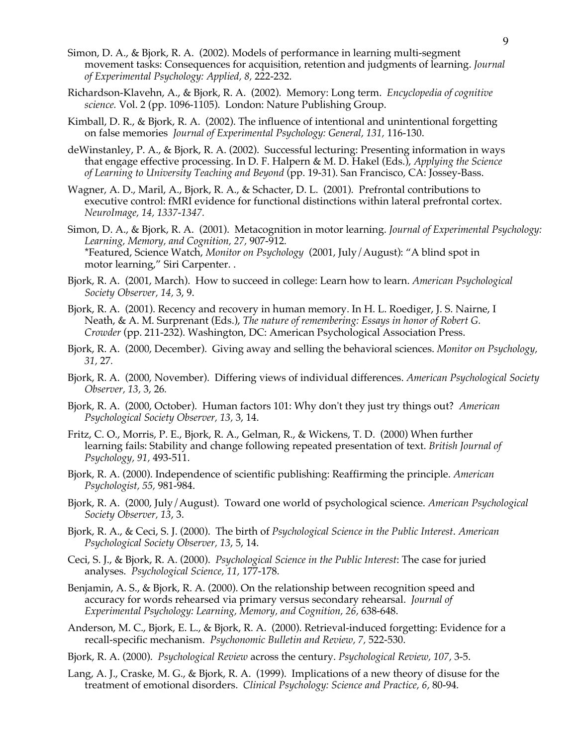Simon, D. A., & Bjork, R. A. (2002). Models of performance in learning multi-segment movement tasks: Consequences for acquisition, retention and judgments of learning. *Journal of Experimental Psychology: Applied, 8,* 222-232.

Richardson-Klavehn, A., & Bjork, R. A. (2002). Memory: Long term. *Encyclopedia of cognitive science.* Vol. 2 (pp. 1096-1105). London: Nature Publishing Group.

Kimball, D. R., & Bjork, R. A. (2002). The influence of intentional and unintentional forgetting on false memories *Journal of Experimental Psychology: General, 131,* 116-130.

deWinstanley, P. A., & Bjork, R. A. (2002). Successful lecturing: Presenting information in ways that engage effective processing. In D. F. Halpern & M. D. Hakel (Eds.), *Applying the Science of Learning to University Teaching and Beyond* (pp. 19-31). San Francisco, CA: Jossey-Bass.

Wagner, A. D., Maril, A., Bjork, R. A., & Schacter, D. L. (2001). Prefrontal contributions to executive control: fMRI evidence for functional distinctions within lateral prefrontal cortex. *NeuroImage, 14, 1337-1347.*

Simon, D. A., & Bjork, R. A. (2001). Metacognition in motor learning. *Journal of Experimental Psychology: Learning, Memory, and Cognition, 27,* 907-912.
*Featured, Science Watch, *Monitor on Psychology* (2001, July/August): "A blind spot in motor learning," Siri Carpenter. .

Bjork, R. A. (2001, March). How to succeed in college: Learn how to learn. *American Psychological Society Observer, 14,* 3, 9.

Bjork, R. A. (2001). Recency and recovery in human memory. In H. L. Roediger, J. S. Nairne, I Neath, & A. M. Surprenant (Eds.), *The nature of remembering: Essays in honor of Robert G. Crowder* (pp. 211-232). Washington, DC: American Psychological Association Press.

Bjork, R. A. (2000, December). Giving away and selling the behavioral sciences. *Monitor on Psychology, 31,* 27.

Bjork, R. A. (2000, November). Differing views of individual differences. *American Psychological Society Observer, 13,* 3, 26.

Bjork, R. A. (2000, October). Human factors 101: Why don't they just try things out? *American Psychological Society Observer, 13,* 3, 14.

Fritz, C. O., Morris, P. E., Bjork, R. A., Gelman, R., & Wickens, T. D. (2000) When further learning fails: Stability and change following repeated presentation of text. *British Journal of Psychology, 91,* 493-511.

Bjork, R. A. (2000). Independence of scientific publishing: Reaffirming the principle. *American Psychologist, 55,* 981-984.

Bjork, R. A. (2000, July/August). Toward one world of psychological science. *American Psychological Society Observer, 13*, 3.

Bjork, R. A., & Ceci, S. J. (2000). The birth of *Psychological Science in the Public Interest*. *American Psychological Society Observer, 13*, 5, 14.

Ceci, S. J., & Bjork, R. A. (2000). *Psychological Science in the Public Interest*: The case for juried analyses. *Psychological Science, 11,* 177-178.

Benjamin, A. S., & Bjork, R. A. (2000). On the relationship between recognition speed and accuracy for words rehearsed via primary versus secondary rehearsal. *Journal of Experimental Psychology: Learning, Memory, and Cognition, 26,* 638-648.

Anderson, M. C., Bjork, E. L., & Bjork, R. A. (2000). Retrieval-induced forgetting: Evidence for a recall-specific mechanism. *Psychonomic Bulletin and Review, 7,* 522-530.

Bjork, R. A. (2000). *Psychological Review* across the century. *Psychological Review, 107,* 3-5.

Lang, A. J., Craske, M. G., & Bjork, R. A. (1999). Implications of a new theory of disuse for the treatment of emotional disorders. *Clinical Psychology: Science and Practice, 6*, 80-94.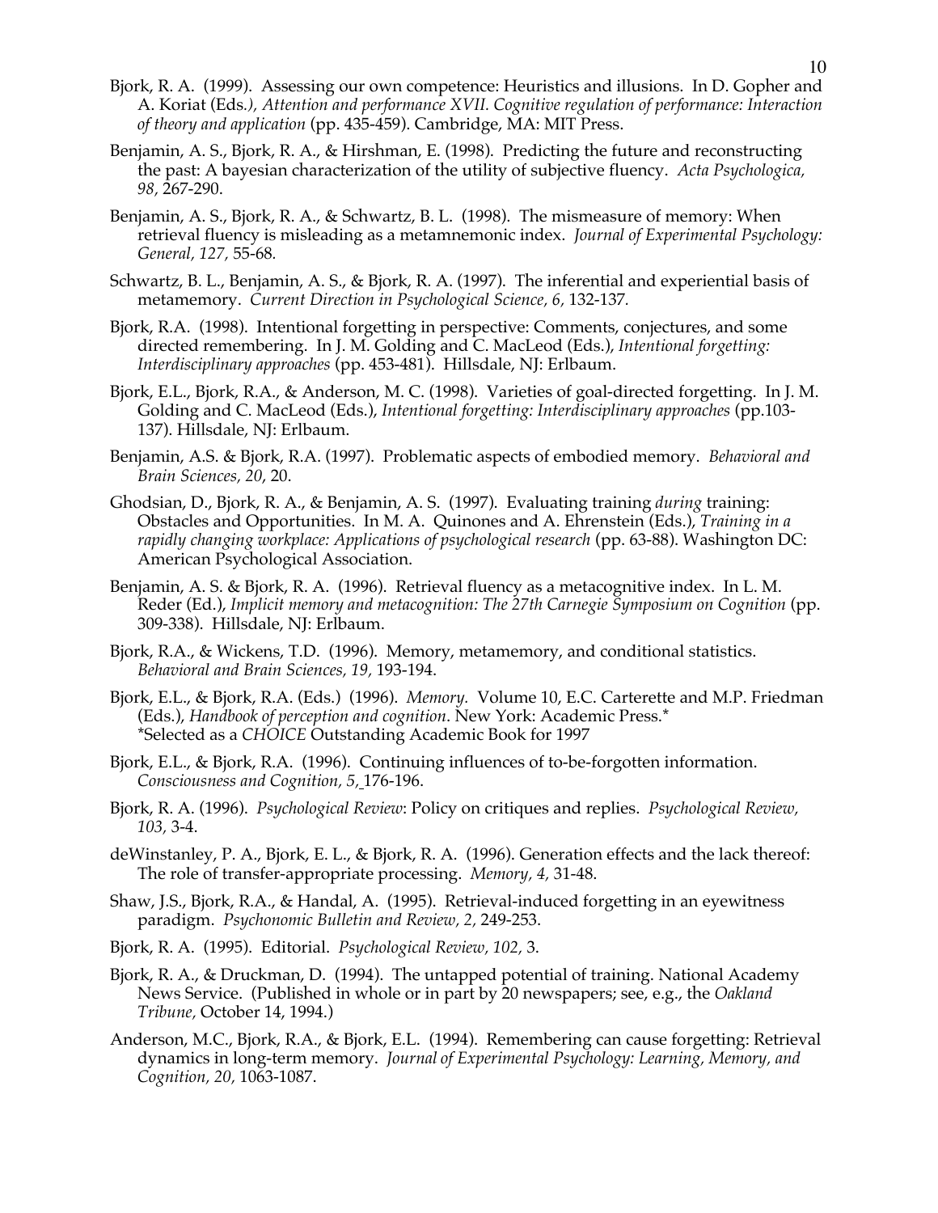Bjork, R. A. (1999). Assessing our own competence: Heuristics and illusions. In D. Gopher and A. Koriat (Eds*.), Attention and performance XVII. Cognitive regulation of performance: Interaction of theory and application* (pp. 435-459). Cambridge, MA: MIT Press.

Benjamin, A. S., Bjork, R. A., & Hirshman, E. (1998). Predicting the future and reconstructing the past: A bayesian characterization of the utility of subjective fluency. *Acta Psychologica, 98,* 267-290.

Benjamin, A. S., Bjork, R. A., & Schwartz, B. L. (1998). The mismeasure of memory: When retrieval fluency is misleading as a metamnemonic index. *Journal of Experimental Psychology: General, 127,* 55-68.

Schwartz, B. L., Benjamin, A. S., & Bjork, R. A. (1997). The inferential and experiential basis of metamemory. *Current Direction in Psychological Science, 6*, 132-137*.*

Bjork, R.A. (1998). Intentional forgetting in perspective: Comments, conjectures, and some directed remembering. In J. M. Golding and C. MacLeod (Eds.), *Intentional forgetting: Interdisciplinary approaches* (pp. 453-481). Hillsdale, NJ: Erlbaum.

Bjork, E.L., Bjork, R.A., & Anderson, M. C. (1998). Varieties of goal-directed forgetting. In J. M. Golding and C. MacLeod (Eds.), *Intentional forgetting: Interdisciplinary approaches* (pp.103-137). Hillsdale, NJ: Erlbaum.

Benjamin, A.S. & Bjork, R.A. (1997). Problematic aspects of embodied memory. *Behavioral and Brain Sciences, 20*, 20.

Ghodsian, D., Bjork, R. A., & Benjamin, A. S. (1997). Evaluating training *during* training: Obstacles and Opportunities. In M. A. Quinones and A. Ehrenstein (Eds.), *Training in a rapidly changing workplace: Applications of psychological research* (pp. 63-88). Washington DC: American Psychological Association.

Benjamin, A. S. & Bjork, R. A. (1996). Retrieval fluency as a metacognitive index. In L. M. Reder (Ed.), *Implicit memory and metacognition: The 27th Carnegie Symposium on Cognition* (pp. 309-338). Hillsdale, NJ: Erlbaum.

Bjork, R.A., & Wickens, T.D. (1996). Memory, metamemory, and conditional statistics. *Behavioral and Brain Sciences, 19,* 193-194.

Bjork, E.L., & Bjork, R.A. (Eds.) (1996). *Memory.* Volume 10, E.C. Carterette and M.P. Friedman (Eds.), *Handbook of perception and cognition*. New York: Academic Press.*
*Selected as a *CHOICE* Outstanding Academic Book for 1997

Bjork, E.L., & Bjork, R.A. (1996). Continuing influences of to-be-forgotten information. *Consciousness and Cognition, 5,* 176-196.

Bjork, R. A. (1996). *Psychological Review*: Policy on critiques and replies. *Psychological Review, 103,* 3-4.

deWinstanley, P. A., Bjork, E. L., & Bjork, R. A. (1996). Generation effects and the lack thereof: The role of transfer-appropriate processing. *Memory, 4,* 31-48*.*

Shaw, J.S., Bjork, R.A., & Handal, A. (1995). Retrieval-induced forgetting in an eyewitness paradigm. *Psychonomic Bulletin and Review, 2,* 249-253.

Bjork, R. A. (1995). Editorial. *Psychological Review, 102,* 3.

Bjork, R. A., & Druckman, D. (1994). The untapped potential of training. National Academy News Service. (Published in whole or in part by 20 newspapers; see, e.g., the *Oakland Tribune,* October 14, 1994.)

Anderson, M.C., Bjork, R.A., & Bjork, E.L. (1994). Remembering can cause forgetting: Retrieval dynamics in long-term memory. *Journal of Experimental Psychology: Learning, Memory, and Cognition, 20,* 1063-1087.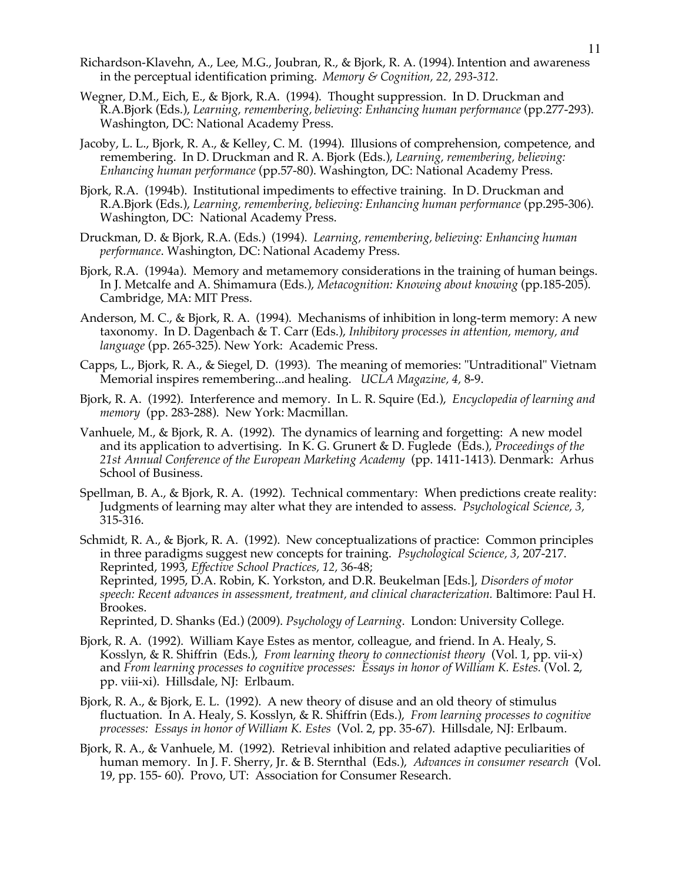Richardson-Klavehn, A., Lee, M.G., Joubran, R., & Bjork, R. A. (1994). Intention and awareness in the perceptual identification priming. *Memory & Cognition, 22, 293-312.*

Wegner, D.M., Eich, E., & Bjork, R.A. (1994). Thought suppression. In D. Druckman and R.A.Bjork (Eds.), *Learning, remembering, believing: Enhancing human performance* (pp.277-293). Washington, DC: National Academy Press.

Jacoby, L. L., Bjork, R. A., & Kelley, C. M. (1994). Illusions of comprehension, competence, and remembering. In D. Druckman and R. A. Bjork (Eds.), *Learning, remembering, believing: Enhancing human performance* (pp.57-80). Washington, DC: National Academy Press.

Bjork, R.A. (1994b). Institutional impediments to effective training. In D. Druckman and R.A.Bjork (Eds.), *Learning, remembering, believing: Enhancing human performance* (pp.295-306). Washington, DC: National Academy Press.

Druckman, D. & Bjork, R.A. (Eds.) (1994). *Learning, remembering, believing: Enhancing human performance*. Washington, DC: National Academy Press.

Bjork, R.A. (1994a). Memory and metamemory considerations in the training of human beings. In J. Metcalfe and A. Shimamura (Eds.), *Metacognition: Knowing about knowing* (pp.185-205). Cambridge, MA: MIT Press.

Anderson, M. C., & Bjork, R. A. (1994). Mechanisms of inhibition in long-term memory: A new taxonomy. In D. Dagenbach & T. Carr (Eds.), *Inhibitory processes in attention, memory, and language* (pp. 265-325). New York: Academic Press.

Capps, L., Bjork, R. A., & Siegel, D. (1993). The meaning of memories: "Untraditional" Vietnam Memorial inspires remembering...and healing. *UCLA Magazine, 4,* 8-9.

Bjork, R. A. (1992). Interference and memory. In L. R. Squire (Ed.), *Encyclopedia of learning and memory* (pp. 283-288). New York: Macmillan.

Vanhuele, M., & Bjork, R. A. (1992). The dynamics of learning and forgetting: A new model and its application to advertising. In K. G. Grunert & D. Fuglede (Eds.), *Proceedings of the 21st Annual Conference of the European Marketing Academy* (pp. 1411-1413). Denmark: Arhus School of Business.

Spellman, B. A., & Bjork, R. A. (1992). Technical commentary: When predictions create reality: Judgments of learning may alter what they are intended to assess. *Psychological Science, 3,* 315-316.

Schmidt, R. A., & Bjork, R. A. (1992). New conceptualizations of practice: Common principles in three paradigms suggest new concepts for training. *Psychological Science, 3,* 207-217.
Reprinted, 1993, *Effective School Practices, 12,* 36-48;
Reprinted, 1995, D.A. Robin, K. Yorkston, and D.R. Beukelman [Eds.], *Disorders of motor speech: Recent advances in assessment, treatment, and clinical characterization.* Baltimore: Paul H. Brookes.
Reprinted, D. Shanks (Ed.) (2009). *Psychology of Learning*. London: University College.

Bjork, R. A. (1992). William Kaye Estes as mentor, colleague, and friend. In A. Healy, S. Kosslyn, & R. Shiffrin (Eds.), *From learning theory to connectionist theory* (Vol. 1, pp. vii-x) and *From learning processes to cognitive processes: Essays in honor of William K. Estes.* (Vol. 2, pp. viii-xi). Hillsdale, NJ: Erlbaum.

Bjork, R. A., & Bjork, E. L. (1992). A new theory of disuse and an old theory of stimulus fluctuation. In A. Healy, S. Kosslyn, & R. Shiffrin (Eds.), *From learning processes to cognitive processes: Essays in honor of William K. Estes* (Vol. 2, pp. 35-67). Hillsdale, NJ: Erlbaum.

Bjork, R. A., & Vanhuele, M. (1992). Retrieval inhibition and related adaptive peculiarities of human memory. In J. F. Sherry, Jr. & B. Sternthal (Eds.), *Advances in consumer research* (Vol. 19, pp. 155- 60). Provo, UT: Association for Consumer Research.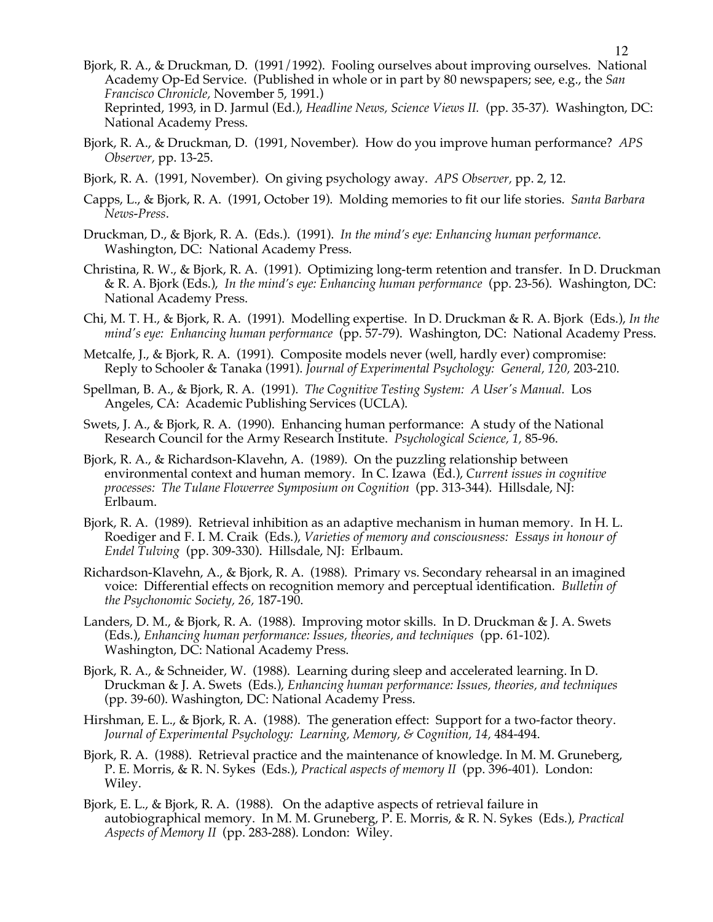Bjork, R. A., & Druckman, D. (1991/1992). Fooling ourselves about improving ourselves. National Academy Op-Ed Service. (Published in whole or in part by 80 newspapers; see, e.g., the *San Francisco Chronicle*, November 5, 1991.)
Reprinted, 1993, in D. Jarmul (Ed.), *Headline News, Science Views II.* (pp. 35-37). Washington, DC: National Academy Press.

Bjork, R. A., & Druckman, D. (1991, November). How do you improve human performance? *APS Observer*, pp. 13-25.

Bjork, R. A. (1991, November). On giving psychology away. *APS Observer,* pp. 2, 12.

Capps, L., & Bjork, R. A. (1991, October 19). Molding memories to fit our life stories. *Santa Barbara News-Press*.

Druckman, D., & Bjork, R. A. (Eds.). (1991). *In the mind's eye: Enhancing human performance.* Washington, DC: National Academy Press.

Christina, R. W., & Bjork, R. A. (1991). Optimizing long-term retention and transfer. In D. Druckman & R. A. Bjork (Eds.), *In the mind's eye: Enhancing human performance* (pp. 23-56). Washington, DC: National Academy Press.

Chi, M. T. H., & Bjork, R. A. (1991). Modelling expertise. In D. Druckman & R. A. Bjork (Eds.), *In the mind's eye: Enhancing human performance* (pp. 57-79). Washington, DC: National Academy Press.

Metcalfe, J., & Bjork, R. A. (1991). Composite models never (well, hardly ever) compromise: Reply to Schooler & Tanaka (1991). *Journal of Experimental Psychology: General, 120*, 203-210.

Spellman, B. A., & Bjork, R. A. (1991). *The Cognitive Testing System: A User's Manual.* Los Angeles, CA: Academic Publishing Services (UCLA).

Swets, J. A., & Bjork, R. A. (1990). Enhancing human performance: A study of the National Research Council for the Army Research Institute. *Psychological Science, 1*, 85-96.

Bjork, R. A., & Richardson-Klavehn, A. (1989). On the puzzling relationship between environmental context and human memory. In C. Izawa (Ed.), *Current issues in cognitive processes: The Tulane Flowerree Symposium on Cognition* (pp. 313-344). Hillsdale, NJ: Erlbaum.

Bjork, R. A. (1989). Retrieval inhibition as an adaptive mechanism in human memory. In H. L. Roediger and F. I. M. Craik (Eds.), *Varieties of memory and consciousness: Essays in honour of Endel Tulving* (pp. 309-330). Hillsdale, NJ: Erlbaum.

Richardson-Klavehn, A., & Bjork, R. A. (1988). Primary vs. Secondary rehearsal in an imagined voice: Differential effects on recognition memory and perceptual identification. *Bulletin of the Psychonomic Society, 26*, 187-190.

Landers, D. M., & Bjork, R. A. (1988). Improving motor skills. In D. Druckman & J. A. Swets (Eds.), *Enhancing human performance: Issues, theories, and techniques* (pp. 61-102). Washington, DC: National Academy Press.

Bjork, R. A., & Schneider, W. (1988). Learning during sleep and accelerated learning. In D. Druckman & J. A. Swets (Eds.), *Enhancing human performance: Issues, theories, and techniques* (pp. 39-60). Washington, DC: National Academy Press.

Hirshman, E. L., & Bjork, R. A. (1988). The generation effect: Support for a two-factor theory. *Journal of Experimental Psychology: Learning, Memory, & Cognition, 14*, 484-494.

Bjork, R. A. (1988). Retrieval practice and the maintenance of knowledge. In M. M. Gruneberg, P. E. Morris, & R. N. Sykes (Eds.), *Practical aspects of memory II* (pp. 396-401). London: Wiley.

Bjork, E. L., & Bjork, R. A. (1988). On the adaptive aspects of retrieval failure in autobiographical memory. In M. M. Gruneberg, P. E. Morris, & R. N. Sykes (Eds.), *Practical Aspects of Memory II* (pp. 283-288). London: Wiley.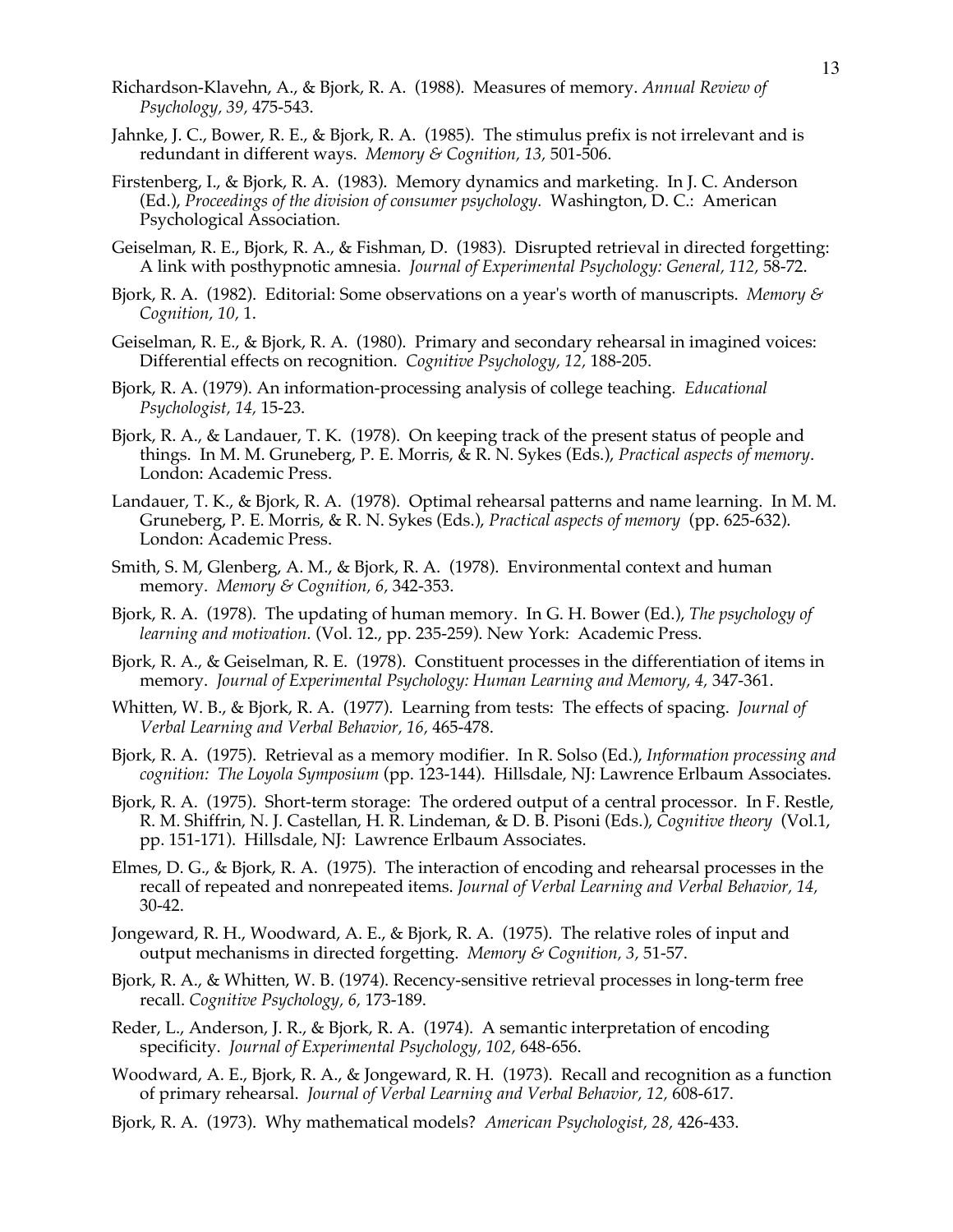Richardson-Klavehn, A., & Bjork, R. A. (1988). Measures of memory. *Annual Review of Psychology, 39,* 475-543.

Jahnke, J. C., Bower, R. E., & Bjork, R. A. (1985). The stimulus prefix is not irrelevant and is redundant in different ways. *Memory & Cognition, 13,* 501-506.

Firstenberg, I., & Bjork, R. A. (1983). Memory dynamics and marketing. In J. C. Anderson (Ed.), *Proceedings of the division of consumer psychology*. Washington, D. C.: American Psychological Association.

Geiselman, R. E., Bjork, R. A., & Fishman, D. (1983). Disrupted retrieval in directed forgetting: A link with posthypnotic amnesia. *Journal of Experimental Psychology: General, 112,* 58-72.

Bjork, R. A. (1982). Editorial: Some observations on a year's worth of manuscripts. *Memory & Cognition, 10,* 1.

Geiselman, R. E., & Bjork, R. A. (1980). Primary and secondary rehearsal in imagined voices: Differential effects on recognition. *Cognitive Psychology, 12,* 188-205.

Bjork, R. A. (1979). An information-processing analysis of college teaching. *Educational Psychologist, 14,* 15-23.

Bjork, R. A., & Landauer, T. K. (1978). On keeping track of the present status of people and things. In M. M. Gruneberg, P. E. Morris, & R. N. Sykes (Eds.), *Practical aspects of memory*. London: Academic Press.

Landauer, T. K., & Bjork, R. A. (1978). Optimal rehearsal patterns and name learning. In M. M. Gruneberg, P. E. Morris, & R. N. Sykes (Eds.), *Practical aspects of memory* (pp. 625-632). London: Academic Press.

Smith, S. M, Glenberg, A. M., & Bjork, R. A. (1978). Environmental context and human memory. *Memory & Cognition, 6,* 342-353.

Bjork, R. A. (1978). The updating of human memory. In G. H. Bower (Ed.), *The psychology of learning and motivation.* (Vol. 12., pp. 235-259). New York: Academic Press.

Bjork, R. A., & Geiselman, R. E. (1978). Constituent processes in the differentiation of items in memory. *Journal of Experimental Psychology: Human Learning and Memory, 4,* 347-361.

Whitten, W. B., & Bjork, R. A. (1977). Learning from tests: The effects of spacing. *Journal of Verbal Learning and Verbal Behavior, 16,* 465-478.

Bjork, R. A. (1975). Retrieval as a memory modifier. In R. Solso (Ed.), *Information processing and cognition: The Loyola Symposium* (pp. 123-144). Hillsdale, NJ: Lawrence Erlbaum Associates.

Bjork, R. A. (1975). Short-term storage: The ordered output of a central processor. In F. Restle, R. M. Shiffrin, N. J. Castellan, H. R. Lindeman, & D. B. Pisoni (Eds.), *Cognitive theory* (Vol.1, pp. 151-171). Hillsdale, NJ: Lawrence Erlbaum Associates.

Elmes, D. G., & Bjork, R. A. (1975). The interaction of encoding and rehearsal processes in the recall of repeated and nonrepeated items. *Journal of Verbal Learning and Verbal Behavior, 14,* 30-42.

Jongeward, R. H., Woodward, A. E., & Bjork, R. A. (1975). The relative roles of input and output mechanisms in directed forgetting. *Memory & Cognition, 3,* 51-57.

Bjork, R. A., & Whitten, W. B. (1974). Recency-sensitive retrieval processes in long-term free recall. *Cognitive Psychology, 6,* 173-189.

Reder, L., Anderson, J. R., & Bjork, R. A. (1974). A semantic interpretation of encoding specificity. *Journal of Experimental Psychology, 102,* 648-656.

Woodward, A. E., Bjork, R. A., & Jongeward, R. H. (1973). Recall and recognition as a function of primary rehearsal. *Journal of Verbal Learning and Verbal Behavior, 12,* 608-617.

Bjork, R. A. (1973). Why mathematical models? *American Psychologist, 28,* 426-433.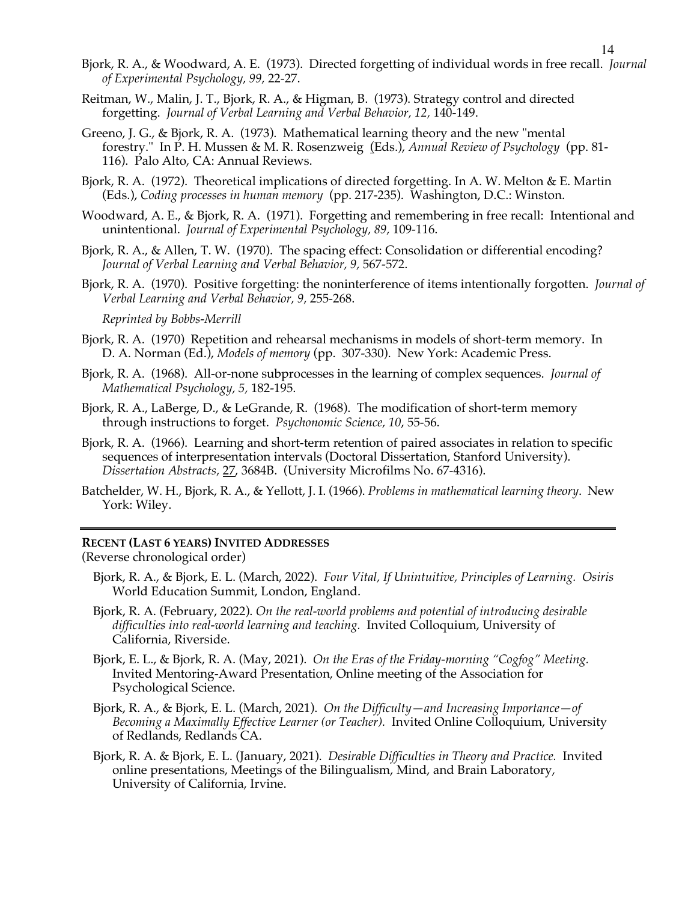Bjork, R. A., & Woodward, A. E. (1973). Directed forgetting of individual words in free recall. *Journal of Experimental Psychology, 99,* 22-27.

Reitman, W., Malin, J. T., Bjork, R. A., & Higman, B. (1973). Strategy control and directed forgetting. *Journal of Verbal Learning and Verbal Behavior, 12,* 140-149.

Greeno, J. G., & Bjork, R. A. (1973). Mathematical learning theory and the new "mental forestry." In P. H. Mussen & M. R. Rosenzweig (Eds.), *Annual Review of Psychology* (pp. 81-116). Palo Alto, CA: Annual Reviews.

Bjork, R. A. (1972). Theoretical implications of directed forgetting. In A. W. Melton & E. Martin (Eds.), *Coding processes in human memory* (pp. 217-235). Washington, D.C.: Winston.

Woodward, A. E., & Bjork, R. A. (1971). Forgetting and remembering in free recall: Intentional and unintentional. *Journal of Experimental Psychology, 89,* 109-116.

Bjork, R. A., & Allen, T. W. (1970). The spacing effect: Consolidation or differential encoding? *Journal of Verbal Learning and Verbal Behavior, 9*, 567-572.

Bjork, R. A. (1970). Positive forgetting: the noninterference of items intentionally forgotten. *Journal of Verbal Learning and Verbal Behavior, 9*, 255-268.

*Reprinted by Bobbs-Merrill*

Bjork, R. A. (1970) Repetition and rehearsal mechanisms in models of short-term memory. In D. A. Norman (Ed.), *Models of memory* (pp. 307-330). New York: Academic Press.

Bjork, R. A. (1968). All-or-none subprocesses in the learning of complex sequences. *Journal of Mathematical Psychology, 5,* 182-195.

Bjork, R. A., LaBerge, D., & LeGrande, R. (1968). The modification of short-term memory through instructions to forget. *Psychonomic Science, 10*, 55-56.

Bjork, R. A. (1966). Learning and short-term retention of paired associates in relation to specific sequences of interpresentation intervals (Doctoral Dissertation, Stanford University). *Dissertation Abstracts,* 27, 3684B. (University Microfilms No. 67-4316).

Batchelder, W. H., Bjork, R. A., & Yellott, J. I. (1966). *Problems in mathematical learning theory*. New York: Wiley.

## RECENT (LAST 6 YEARS) INVITED ADDRESSES

(Reverse chronological order)

Bjork, R. A., & Bjork, E. L. (March, 2022). *Four Vital, If Unintuitive, Principles of Learning. Osiris* World Education Summit, London, England.

Bjork, R. A. (February, 2022). *On the real-world problems and potential of introducing desirable difficulties into real-world learning and teaching.* Invited Colloquium, University of California, Riverside.

Bjork, E. L., & Bjork, R. A. (May, 2021). *On the Eras of the Friday-morning "Cogfog" Meeting.* Invited Mentoring-Award Presentation, Online meeting of the Association for Psychological Science.

Bjork, R. A., & Bjork, E. L. (March, 2021). *On the Difficulty—and Increasing Importance—of Becoming a Maximally Effective Learner (or Teacher).* Invited Online Colloquium, University of Redlands, Redlands CA.

Bjork, R. A. & Bjork, E. L. (January, 2021). *Desirable Difficulties in Theory and Practice.* Invited online presentations, Meetings of the Bilingualism, Mind, and Brain Laboratory, University of California, Irvine.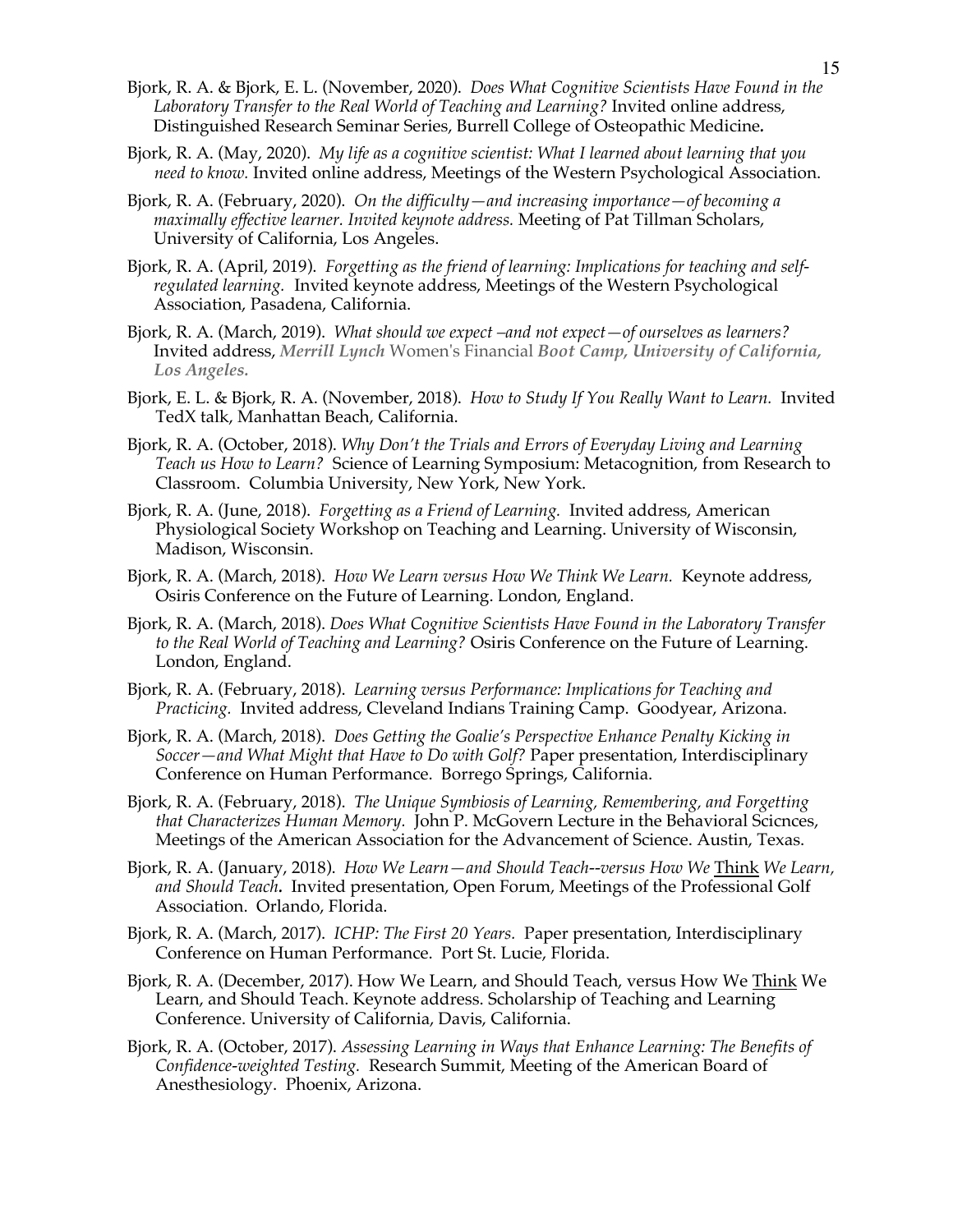Bjork, R. A. & Bjork, E. L. (November, 2020). *Does What Cognitive Scientists Have Found in the Laboratory Transfer to the Real World of Teaching and Learning?* Invited online address, Distinguished Research Seminar Series, Burrell College of Osteopathic Medicine**.**

Bjork, R. A. (May, 2020). *My life as a cognitive scientist: What I learned about learning that you need to know.* Invited online address, Meetings of the Western Psychological Association.

Bjork, R. A. (February, 2020). *On the difficulty—and increasing importance—of becoming a maximally effective learner. Invited keynote address.* Meeting of Pat Tillman Scholars, University of California, Los Angeles.

Bjork, R. A. (April, 2019). *Forgetting as the friend of learning: Implications for teaching and self-regulated learning.* Invited keynote address, Meetings of the Western Psychological Association, Pasadena, California.

Bjork, R. A. (March, 2019). *What should we expect –and not expect—of ourselves as learners?* Invited address, ***Merrill Lynch*** Women's Financial ***Boot Camp, University of California, Los Angeles.***

Bjork, E. L. & Bjork, R. A. (November, 2018). *How to Study If You Really Want to Learn.* Invited TedX talk, Manhattan Beach, California.

Bjork, R. A. (October, 2018). *Why Don't the Trials and Errors of Everyday Living and Learning Teach us How to Learn?* Science of Learning Symposium: Metacognition, from Research to Classroom. Columbia University, New York, New York.

Bjork, R. A. (June, 2018). *Forgetting as a Friend of Learning.* Invited address, American Physiological Society Workshop on Teaching and Learning. University of Wisconsin, Madison, Wisconsin.

Bjork, R. A. (March, 2018). *How We Learn versus How We Think We Learn.* Keynote address, Osiris Conference on the Future of Learning. London, England.

Bjork, R. A. (March, 2018). *Does What Cognitive Scientists Have Found in the Laboratory Transfer to the Real World of Teaching and Learning?* Osiris Conference on the Future of Learning. London, England.

Bjork, R. A. (February, 2018). *Learning versus Performance: Implications for Teaching and Practicing.* Invited address, Cleveland Indians Training Camp. Goodyear, Arizona.

Bjork, R. A. (March, 2018). *Does Getting the Goalie's Perspective Enhance Penalty Kicking in Soccer—and What Might that Have to Do with Golf?* Paper presentation, Interdisciplinary Conference on Human Performance. Borrego Springs, California.

Bjork, R. A. (February, 2018). *The Unique Symbiosis of Learning, Remembering, and Forgetting that Characterizes Human Memory.* John P. McGovern Lecture in the Behavioral Scicnces, Meetings of the American Association for the Advancement of Science. Austin, Texas.

Bjork, R. A. (January, 2018). *How We Learn—and Should Teach--versus How We* <u>Think</u> *We Learn, and Should Teach***.** Invited presentation, Open Forum, Meetings of the Professional Golf Association. Orlando, Florida.

Bjork, R. A. (March, 2017). *ICHP: The First 20 Years.* Paper presentation, Interdisciplinary Conference on Human Performance. Port St. Lucie, Florida.

Bjork, R. A. (December, 2017). How We Learn, and Should Teach, versus How We <u>Think</u> We Learn, and Should Teach. Keynote address. Scholarship of Teaching and Learning Conference. University of California, Davis, California.

Bjork, R. A. (October, 2017). *Assessing Learning in Ways that Enhance Learning: The Benefits of Confidence-weighted Testing.* Research Summit, Meeting of the American Board of Anesthesiology. Phoenix, Arizona.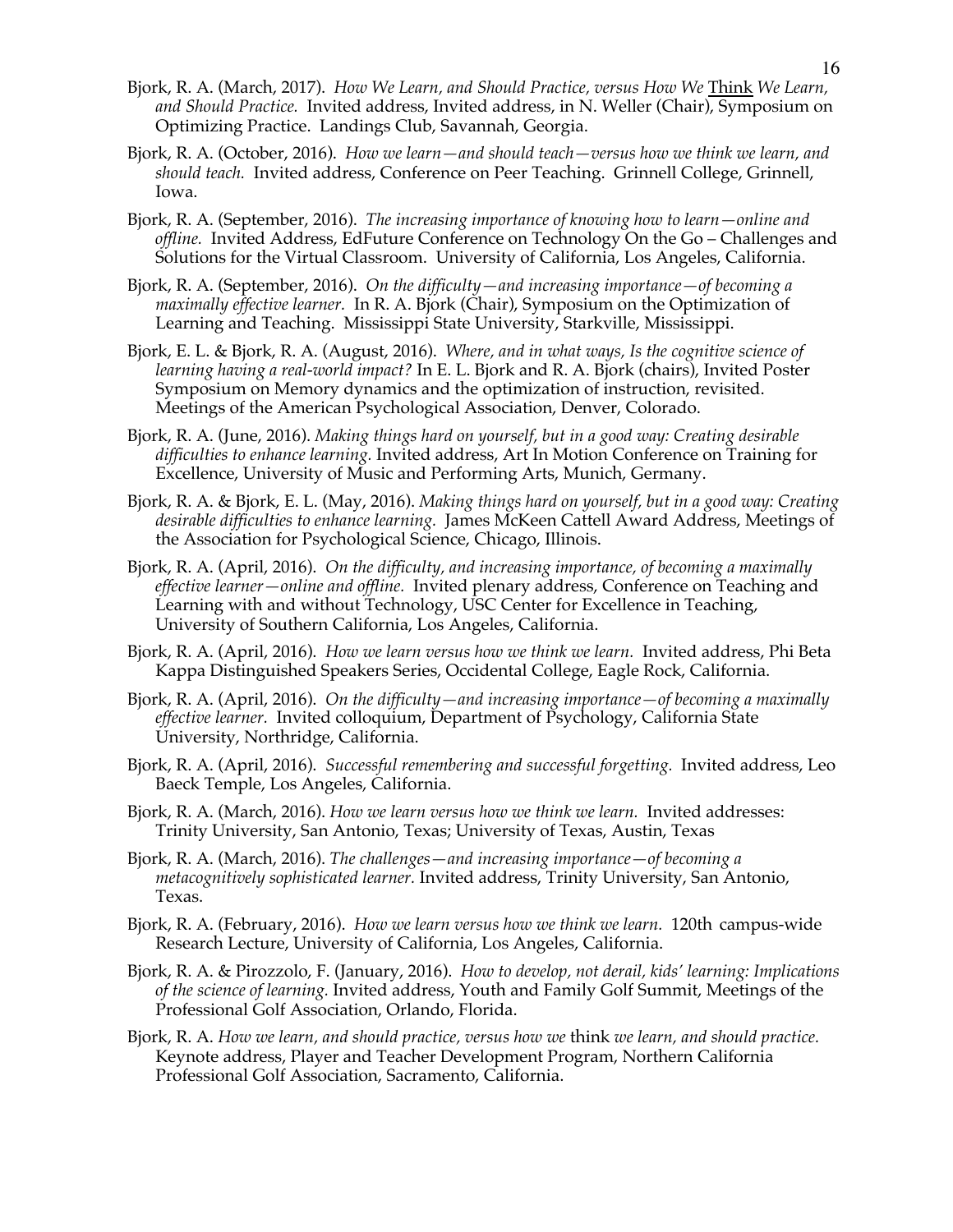Bjork, R. A. (March, 2017). *How We Learn, and Should Practice, versus How We* <u>Think</u> *We Learn, and Should Practice.* Invited address, Invited address, in N. Weller (Chair), Symposium on Optimizing Practice. Landings Club, Savannah, Georgia.

Bjork, R. A. (October, 2016). *How we learn—and should teach—versus how we think we learn, and should teach.* Invited address, Conference on Peer Teaching. Grinnell College, Grinnell, Iowa.

Bjork, R. A. (September, 2016). *The increasing importance of knowing how to learn—online and offline.* Invited Address, EdFuture Conference on Technology On the Go – Challenges and Solutions for the Virtual Classroom. University of California, Los Angeles, California.

Bjork, R. A. (September, 2016). *On the difficulty—and increasing importance—of becoming a maximally effective learner.* In R. A. Bjork (Chair), Symposium on the Optimization of Learning and Teaching. Mississippi State University, Starkville, Mississippi.

Bjork, E. L. & Bjork, R. A. (August, 2016). *Where, and in what ways, Is the cognitive science of learning having a real-world impact?* In E. L. Bjork and R. A. Bjork (chairs), Invited Poster Symposium on Memory dynamics and the optimization of instruction, revisited. Meetings of the American Psychological Association, Denver, Colorado.

Bjork, R. A. (June, 2016). *Making things hard on yourself, but in a good way: Creating desirable difficulties to enhance learning.* Invited address, Art In Motion Conference on Training for Excellence, University of Music and Performing Arts, Munich, Germany.

Bjork, R. A. & Bjork, E. L. (May, 2016). *Making things hard on yourself, but in a good way: Creating desirable difficulties to enhance learning.* James McKeen Cattell Award Address, Meetings of the Association for Psychological Science, Chicago, Illinois.

Bjork, R. A. (April, 2016). *On the difficulty, and increasing importance, of becoming a maximally effective learner—online and offline.* Invited plenary address, Conference on Teaching and Learning with and without Technology, USC Center for Excellence in Teaching, University of Southern California, Los Angeles, California.

Bjork, R. A. (April, 2016). *How we learn versus how we think we learn.* Invited address, Phi Beta Kappa Distinguished Speakers Series, Occidental College, Eagle Rock, California.

Bjork, R. A. (April, 2016). *On the difficulty—and increasing importance—of becoming a maximally effective learner.* Invited colloquium, Department of Psychology, California State University, Northridge, California.

Bjork, R. A. (April, 2016). *Successful remembering and successful forgetting.* Invited address, Leo Baeck Temple, Los Angeles, California.

Bjork, R. A. (March, 2016). *How we learn versus how we think we learn.* Invited addresses: Trinity University, San Antonio, Texas; University of Texas, Austin, Texas

Bjork, R. A. (March, 2016). *The challenges—and increasing importance—of becoming a metacognitively sophisticated learner.* Invited address, Trinity University, San Antonio, Texas.

Bjork, R. A. (February, 2016). *How we learn versus how we think we learn.* 120th campus-wide Research Lecture, University of California, Los Angeles, California.

Bjork, R. A. & Pirozzolo, F. (January, 2016). *How to develop, not derail, kids' learning: Implications of the science of learning.* Invited address, Youth and Family Golf Summit, Meetings of the Professional Golf Association, Orlando, Florida.

Bjork, R. A. *How we learn, and should practice, versus how we* think *we learn, and should practice.* Keynote address, Player and Teacher Development Program, Northern California Professional Golf Association, Sacramento, California.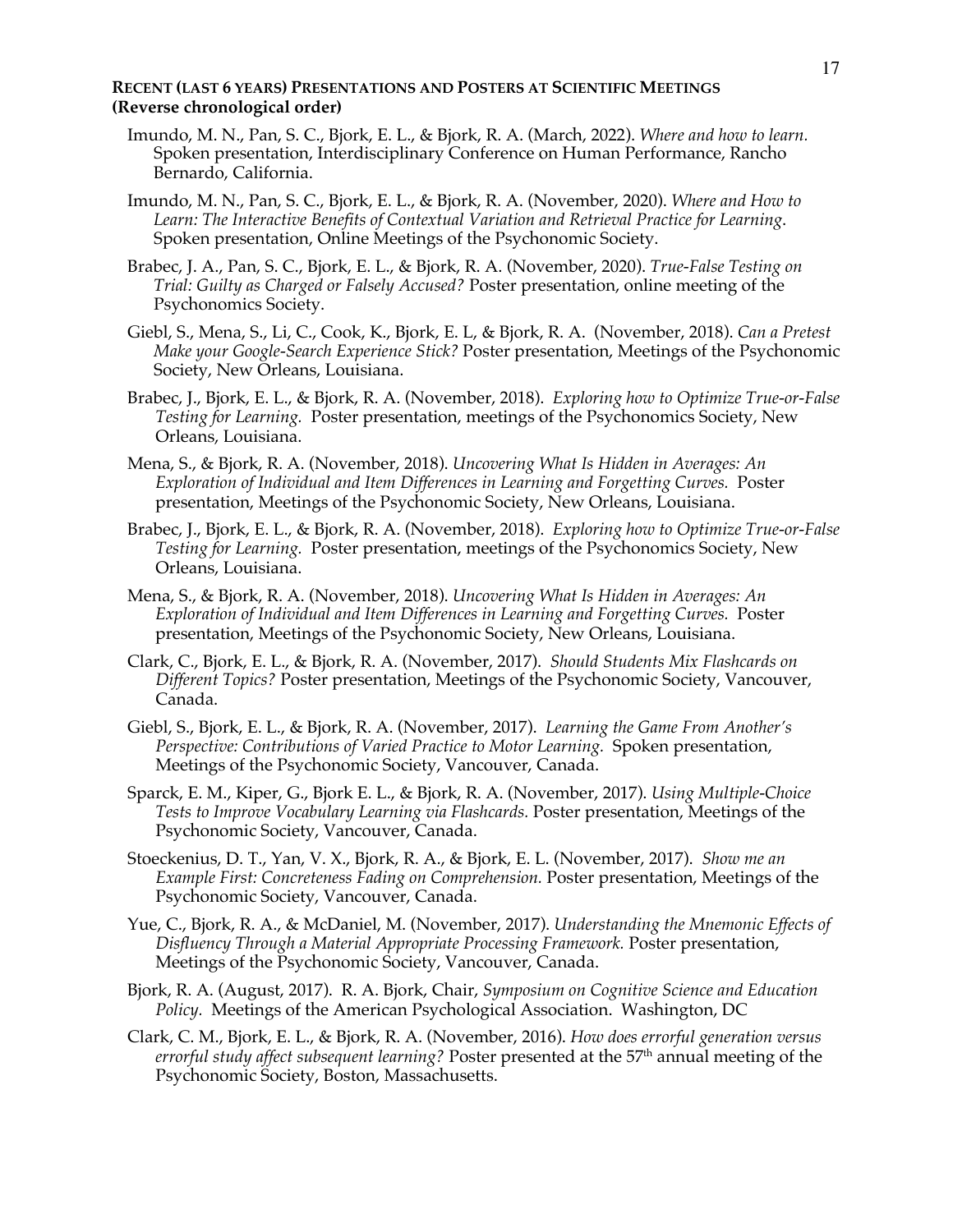**Recent (last 6 years) Presentations and Posters at Scientific Meetings (Reverse chronological order)**

Imundo, M. N., Pan, S. C., Bjork, E. L., & Bjork, R. A. (March, 2022). *Where and how to learn.* Spoken presentation, Interdisciplinary Conference on Human Performance, Rancho Bernardo, California.

Imundo, M. N., Pan, S. C., Bjork, E. L., & Bjork, R. A. (November, 2020). *Where and How to Learn: The Interactive Benefits of Contextual Variation and Retrieval Practice for Learning*. Spoken presentation, Online Meetings of the Psychonomic Society.

Brabec, J. A., Pan, S. C., Bjork, E. L., & Bjork, R. A. (November, 2020). *True-False Testing on Trial: Guilty as Charged or Falsely Accused?* Poster presentation, online meeting of the Psychonomics Society.

Giebl, S., Mena, S., Li, C., Cook, K., Bjork, E. L, & Bjork, R. A. (November, 2018). *Can a Pretest Make your Google-Search Experience Stick?* Poster presentation, Meetings of the Psychonomic Society, New Orleans, Louisiana.

Brabec, J., Bjork, E. L., & Bjork, R. A. (November, 2018). *Exploring how to Optimize True-or-False Testing for Learning.* Poster presentation, meetings of the Psychonomics Society, New Orleans, Louisiana.

Mena, S., & Bjork, R. A. (November, 2018). *Uncovering What Is Hidden in Averages: An Exploration of Individual and Item Differences in Learning and Forgetting Curves.* Poster presentation, Meetings of the Psychonomic Society, New Orleans, Louisiana.

Brabec, J., Bjork, E. L., & Bjork, R. A. (November, 2018). *Exploring how to Optimize True-or-False Testing for Learning.* Poster presentation, meetings of the Psychonomics Society, New Orleans, Louisiana.

Mena, S., & Bjork, R. A. (November, 2018). *Uncovering What Is Hidden in Averages: An Exploration of Individual and Item Differences in Learning and Forgetting Curves.* Poster presentation, Meetings of the Psychonomic Society, New Orleans, Louisiana.

Clark, C., Bjork, E. L., & Bjork, R. A. (November, 2017). *Should Students Mix Flashcards on Different Topics?* Poster presentation, Meetings of the Psychonomic Society, Vancouver, Canada.

Giebl, S., Bjork, E. L., & Bjork, R. A. (November, 2017). *Learning the Game From Another's Perspective: Contributions of Varied Practice to Motor Learning.* Spoken presentation, Meetings of the Psychonomic Society, Vancouver, Canada.

Sparck, E. M., Kiper, G., Bjork E. L., & Bjork, R. A. (November, 2017). *Using Multiple-Choice Tests to Improve Vocabulary Learning via Flashcards.* Poster presentation, Meetings of the Psychonomic Society, Vancouver, Canada.

Stoeckenius, D. T., Yan, V. X., Bjork, R. A., & Bjork, E. L. (November, 2017). *Show me an Example First: Concreteness Fading on Comprehension.* Poster presentation, Meetings of the Psychonomic Society, Vancouver, Canada.

Yue, C., Bjork, R. A., & McDaniel, M. (November, 2017). *Understanding the Mnemonic Effects of Disfluency Through a Material Appropriate Processing Framework.* Poster presentation, Meetings of the Psychonomic Society, Vancouver, Canada.

Bjork, R. A. (August, 2017). R. A. Bjork, Chair, *Symposium on Cognitive Science and Education Policy.* Meetings of the American Psychological Association. Washington, DC

Clark, C. M., Bjork, E. L., & Bjork, R. A. (November, 2016). *How does errorful generation versus errorful study affect subsequent learning?* Poster presented at the 57th annual meeting of the Psychonomic Society, Boston, Massachusetts.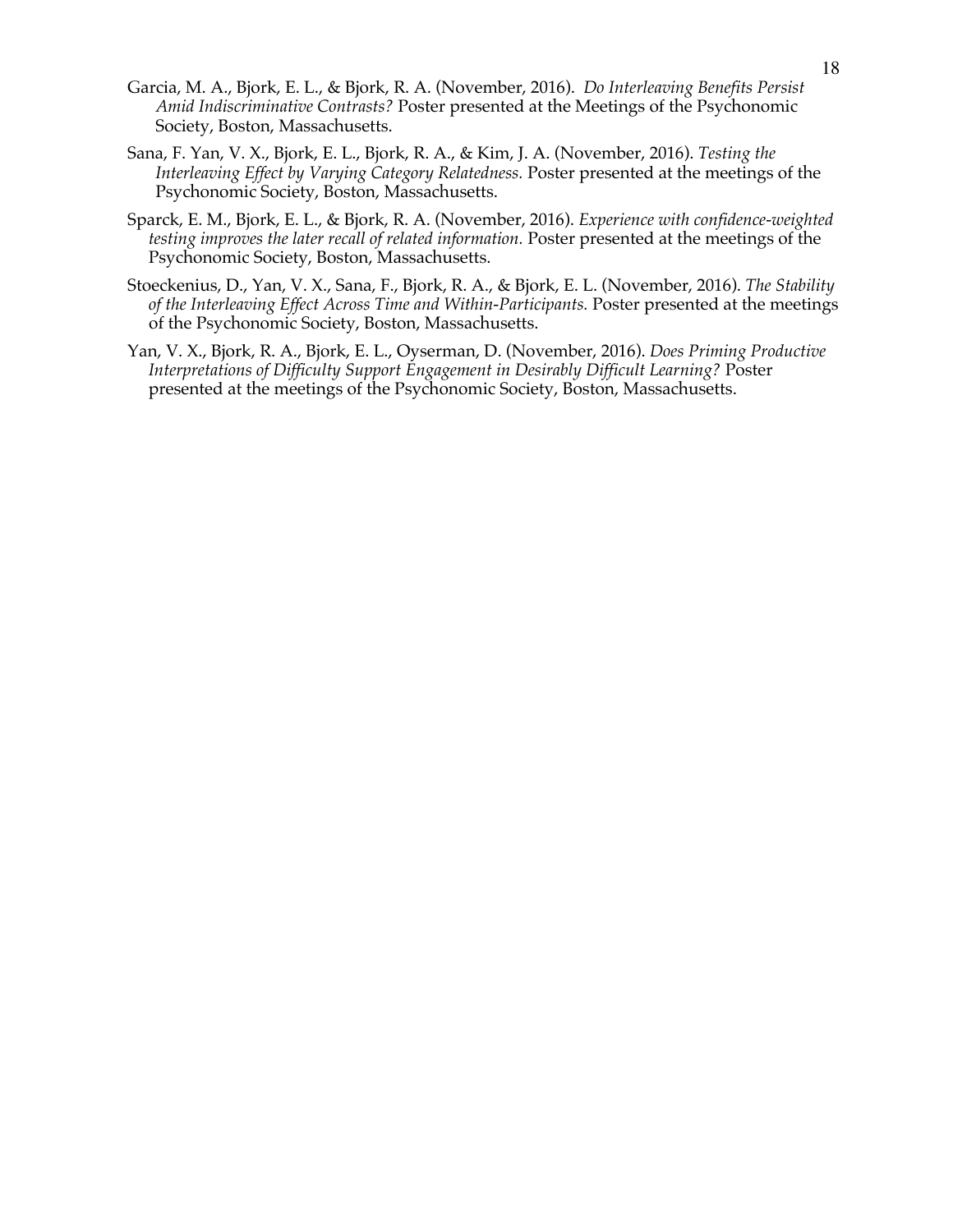Garcia, M. A., Bjork, E. L., & Bjork, R. A. (November, 2016). *Do Interleaving Benefits Persist Amid Indiscriminative Contrasts?* Poster presented at the Meetings of the Psychonomic Society, Boston, Massachusetts.

Sana, F. Yan, V. X., Bjork, E. L., Bjork, R. A., & Kim, J. A. (November, 2016). *Testing the Interleaving Effect by Varying Category Relatedness.* Poster presented at the meetings of the Psychonomic Society, Boston, Massachusetts.

Sparck, E. M., Bjork, E. L., & Bjork, R. A. (November, 2016). *Experience with confidence-weighted testing improves the later recall of related information.* Poster presented at the meetings of the Psychonomic Society, Boston, Massachusetts.

Stoeckenius, D., Yan, V. X., Sana, F., Bjork, R. A., & Bjork, E. L. (November, 2016). *The Stability of the Interleaving Effect Across Time and Within-Participants.* Poster presented at the meetings of the Psychonomic Society, Boston, Massachusetts.

Yan, V. X., Bjork, R. A., Bjork, E. L., Oyserman, D. (November, 2016). *Does Priming Productive Interpretations of Difficulty Support Engagement in Desirably Difficult Learning?* Poster presented at the meetings of the Psychonomic Society, Boston, Massachusetts.